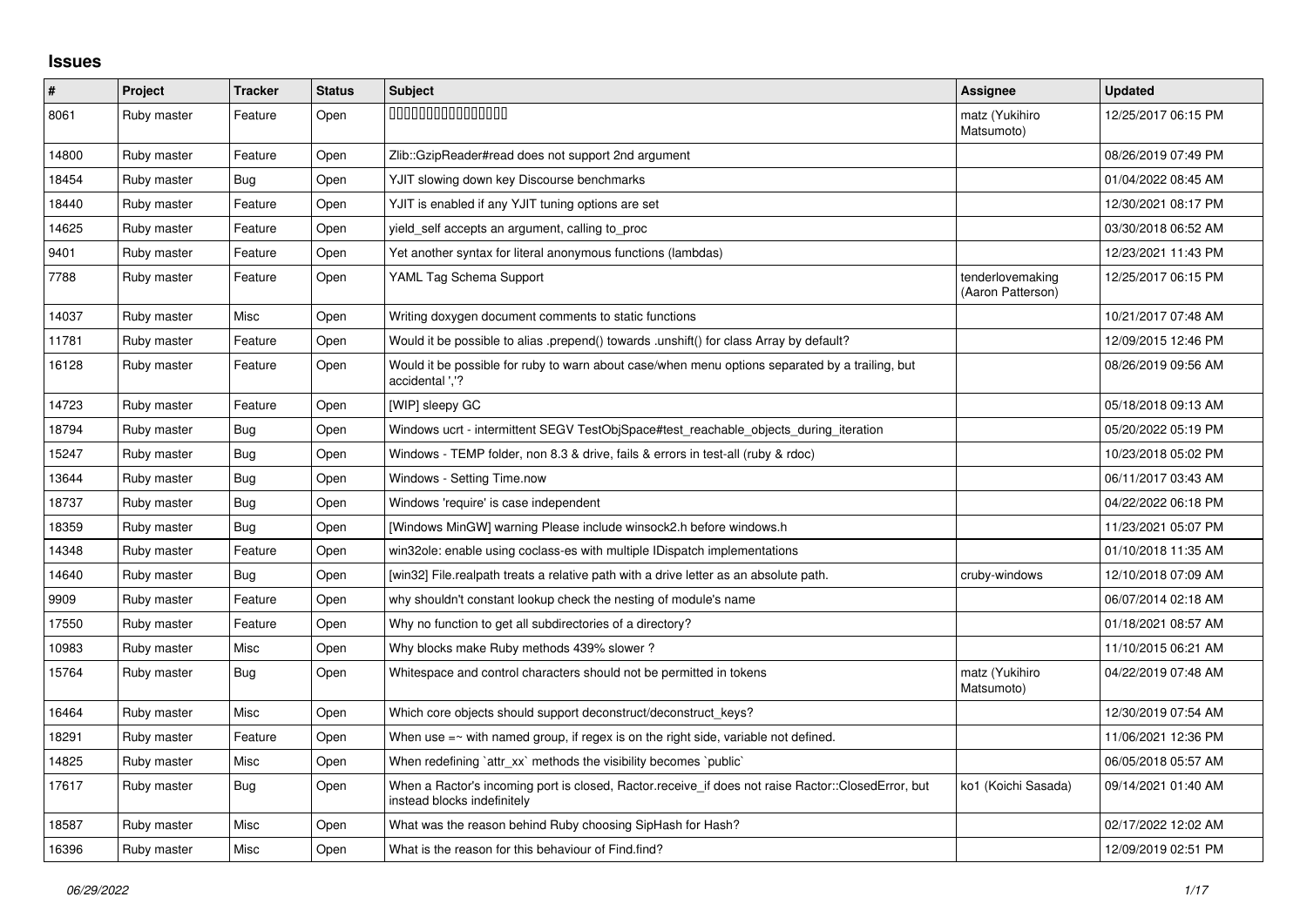# Issues

| # | Project | Tracker | Status | Subject | Assignee | Updated |
|---|---|---|---|---|---|---|
| 8061 | Ruby master | Feature | Open | 0000000000000000 | matz (Yukihiro Matsumoto) | 12/25/2017 06:15 PM |
| 14800 | Ruby master | Feature | Open | Zlib::GzipReader#read does not support 2nd argument | | 08/26/2019 07:49 PM |
| 18454 | Ruby master | Bug | Open | YJIT slowing down key Discourse benchmarks | | 01/04/2022 08:45 AM |
| 18440 | Ruby master | Feature | Open | YJIT is enabled if any YJIT tuning options are set | | 12/30/2021 08:17 PM |
| 14625 | Ruby master | Feature | Open | yield_self accepts an argument, calling to_proc | | 03/30/2018 06:52 AM |
| 9401 | Ruby master | Feature | Open | Yet another syntax for literal anonymous functions (lambdas) | | 12/23/2021 11:43 PM |
| 7788 | Ruby master | Feature | Open | YAML Tag Schema Support | tenderlovemaking (Aaron Patterson) | 12/25/2017 06:15 PM |
| 14037 | Ruby master | Misc | Open | Writing doxygen document comments to static functions | | 10/21/2017 07:48 AM |
| 11781 | Ruby master | Feature | Open | Would it be possible to alias .prepend() towards .unshift() for class Array by default? | | 12/09/2015 12:46 PM |
| 16128 | Ruby master | Feature | Open | Would it be possible for ruby to warn about case/when menu options separated by a trailing, but accidental ','? | | 08/26/2019 09:56 AM |
| 14723 | Ruby master | Feature | Open | [WIP] sleepy GC | | 05/18/2018 09:13 AM |
| 18794 | Ruby master | Bug | Open | Windows ucrt - intermittent SEGV TestObjSpace#test_reachable_objects_during_iteration | | 05/20/2022 05:19 PM |
| 15247 | Ruby master | Bug | Open | Windows - TEMP folder, non 8.3 & drive, fails & errors in test-all (ruby & rdoc) | | 10/23/2018 05:02 PM |
| 13644 | Ruby master | Bug | Open | Windows - Setting Time.now | | 06/11/2017 03:43 AM |
| 18737 | Ruby master | Bug | Open | Windows 'require' is case independent | | 04/22/2022 06:18 PM |
| 18359 | Ruby master | Bug | Open | [Windows MinGW] warning Please include winsock2.h before windows.h | | 11/23/2021 05:07 PM |
| 14348 | Ruby master | Feature | Open | win32ole: enable using coclass-es with multiple IDispatch implementations | | 01/10/2018 11:35 AM |
| 14640 | Ruby master | Bug | Open | [win32] File.realpath treats a relative path with a drive letter as an absolute path. | cruby-windows | 12/10/2018 07:09 AM |
| 9909 | Ruby master | Feature | Open | why shouldn't constant lookup check the nesting of module's name | | 06/07/2014 02:18 AM |
| 17550 | Ruby master | Feature | Open | Why no function to get all subdirectories of a directory? | | 01/18/2021 08:57 AM |
| 10983 | Ruby master | Misc | Open | Why blocks make Ruby methods 439% slower ? | | 11/10/2015 06:21 AM |
| 15764 | Ruby master | Bug | Open | Whitespace and control characters should not be permitted in tokens | matz (Yukihiro Matsumoto) | 04/22/2019 07:48 AM |
| 16464 | Ruby master | Misc | Open | Which core objects should support deconstruct/deconstruct_keys? | | 12/30/2019 07:54 AM |
| 18291 | Ruby master | Feature | Open | When use =~ with named group, if regex is on the right side, variable not defined. | | 11/06/2021 12:36 PM |
| 14825 | Ruby master | Misc | Open | When redefining `attr_xx` methods the visibility becomes `public` | | 06/05/2018 05:57 AM |
| 17617 | Ruby master | Bug | Open | When a Ractor's incoming port is closed, Ractor.receive_if does not raise Ractor::ClosedError, but instead blocks indefinitely | ko1 (Koichi Sasada) | 09/14/2021 01:40 AM |
| 18587 | Ruby master | Misc | Open | What was the reason behind Ruby choosing SipHash for Hash? | | 02/17/2022 12:02 AM |
| 16396 | Ruby master | Misc | Open | What is the reason for this behaviour of Find.find? | | 12/09/2019 02:51 PM |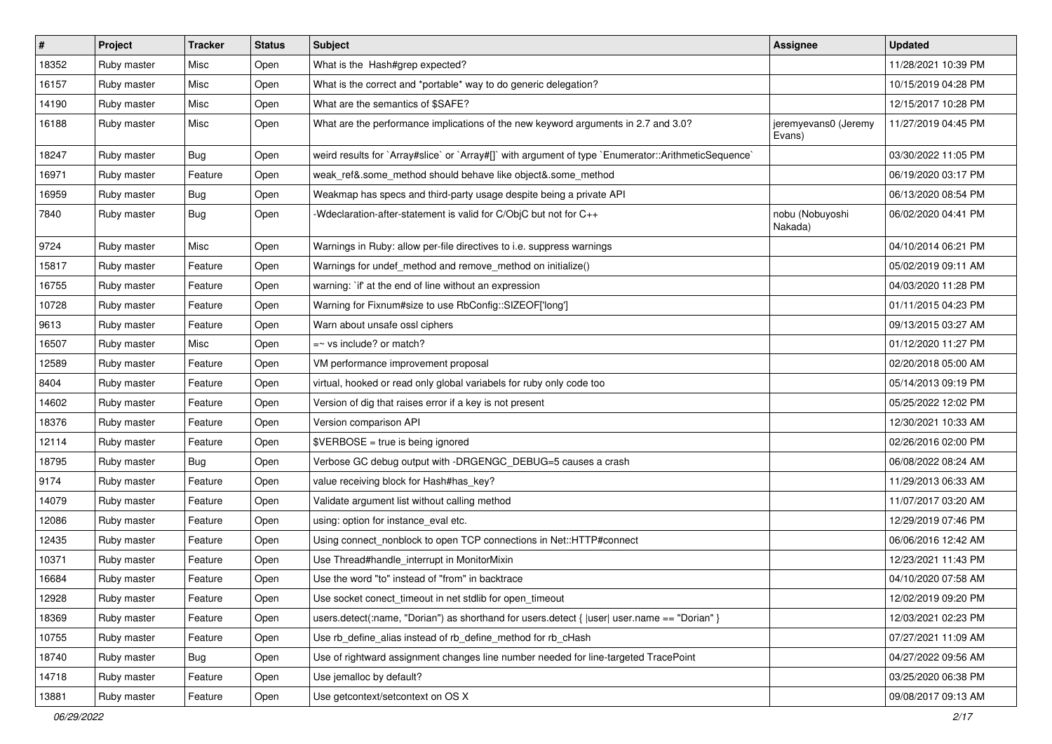| # | Project | Tracker | Status | Subject | Assignee | Updated |
| --- | --- | --- | --- | --- | --- | --- |
| 18352 | Ruby master | Misc | Open | What is the  Hash#grep expected? | | 11/28/2021 10:39 PM |
| 16157 | Ruby master | Misc | Open | What is the correct and *portable* way to do generic delegation? | | 10/15/2019 04:28 PM |
| 14190 | Ruby master | Misc | Open | What are the semantics of $SAFE? | | 12/15/2017 10:28 PM |
| 16188 | Ruby master | Misc | Open | What are the performance implications of the new keyword arguments in 2.7 and 3.0? | jeremyevans0 (Jeremy Evans) | 11/27/2019 04:45 PM |
| 18247 | Ruby master | Bug | Open | weird results for `Array#slice` or `Array#[]` with argument of type `Enumerator::ArithmeticSequence` | | 03/30/2022 11:05 PM |
| 16971 | Ruby master | Feature | Open | weak_ref&.some_method should behave like object&.some_method | | 06/19/2020 03:17 PM |
| 16959 | Ruby master | Bug | Open | Weakmap has specs and third-party usage despite being a private API | | 06/13/2020 08:54 PM |
| 7840 | Ruby master | Bug | Open | -Wdeclaration-after-statement is valid for C/ObjC but not for C++ | nobu (Nobuyoshi Nakada) | 06/02/2020 04:41 PM |
| 9724 | Ruby master | Misc | Open | Warnings in Ruby: allow per-file directives to i.e. suppress warnings | | 04/10/2014 06:21 PM |
| 15817 | Ruby master | Feature | Open | Warnings for undef_method and remove_method on initialize() | | 05/02/2019 09:11 AM |
| 16755 | Ruby master | Feature | Open | warning: `if' at the end of line without an expression | | 04/03/2020 11:28 PM |
| 10728 | Ruby master | Feature | Open | Warning for Fixnum#size to use RbConfig::SIZEOF['long'] | | 01/11/2015 04:23 PM |
| 9613 | Ruby master | Feature | Open | Warn about unsafe ossl ciphers | | 09/13/2015 03:27 AM |
| 16507 | Ruby master | Misc | Open | =~ vs include? or match? | | 01/12/2020 11:27 PM |
| 12589 | Ruby master | Feature | Open | VM performance improvement proposal | | 02/20/2018 05:00 AM |
| 8404 | Ruby master | Feature | Open | virtual, hooked or read only global variabels for ruby only code too | | 05/14/2013 09:19 PM |
| 14602 | Ruby master | Feature | Open | Version of dig that raises error if a key is not present | | 05/25/2022 12:02 PM |
| 18376 | Ruby master | Feature | Open | Version comparison API | | 12/30/2021 10:33 AM |
| 12114 | Ruby master | Feature | Open | $VERBOSE = true is being ignored | | 02/26/2016 02:00 PM |
| 18795 | Ruby master | Bug | Open | Verbose GC debug output with -DRGENGC_DEBUG=5 causes a crash | | 06/08/2022 08:24 AM |
| 9174 | Ruby master | Feature | Open | value receiving block for Hash#has_key? | | 11/29/2013 06:33 AM |
| 14079 | Ruby master | Feature | Open | Validate argument list without calling method | | 11/07/2017 03:20 AM |
| 12086 | Ruby master | Feature | Open | using: option for instance_eval etc. | | 12/29/2019 07:46 PM |
| 12435 | Ruby master | Feature | Open | Using connect_nonblock to open TCP connections in Net::HTTP#connect | | 06/06/2016 12:42 AM |
| 10371 | Ruby master | Feature | Open | Use Thread#handle_interrupt in MonitorMixin | | 12/23/2021 11:43 PM |
| 16684 | Ruby master | Feature | Open | Use the word "to" instead of "from" in backtrace | | 04/10/2020 07:58 AM |
| 12928 | Ruby master | Feature | Open | Use socket conect_timeout in net stdlib for open_timeout | | 12/02/2019 09:20 PM |
| 18369 | Ruby master | Feature | Open | users.detect(:name, "Dorian") as shorthand for users.detect { \|user\| user.name == "Dorian" } | | 12/03/2021 02:23 PM |
| 10755 | Ruby master | Feature | Open | Use rb_define_alias instead of rb_define_method for rb_cHash | | 07/27/2021 11:09 AM |
| 18740 | Ruby master | Bug | Open | Use of rightward assignment changes line number needed for line-targeted TracePoint | | 04/27/2022 09:56 AM |
| 14718 | Ruby master | Feature | Open | Use jemalloc by default? | | 03/25/2020 06:38 PM |
| 13881 | Ruby master | Feature | Open | Use getcontext/setcontext on OS X | | 09/08/2017 09:13 AM |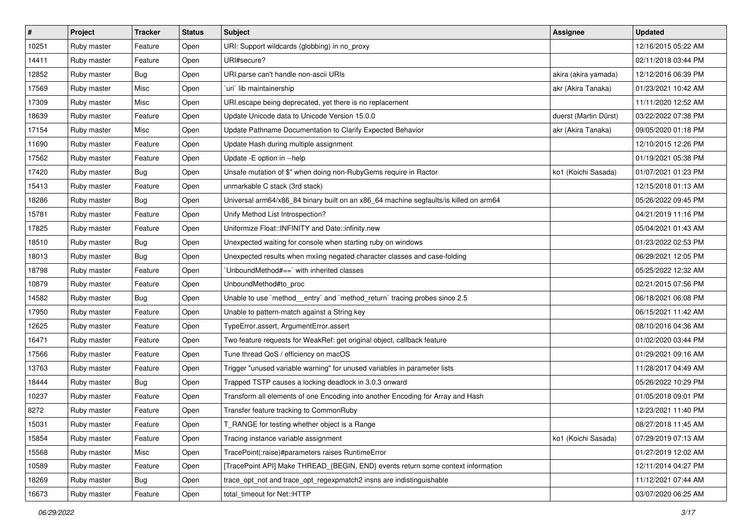| # | Project | Tracker | Status | Subject | Assignee | Updated |
| --- | --- | --- | --- | --- | --- | --- |
| 10251 | Ruby master | Feature | Open | URI: Support wildcards (globbing) in no_proxy | | 12/16/2015 05:22 AM |
| 14411 | Ruby master | Feature | Open | URI#secure? | | 02/11/2018 03:44 PM |
| 12852 | Ruby master | Bug | Open | URI.parse can't handle non-ascii URIs | akira (akira yamada) | 12/12/2016 06:39 PM |
| 17569 | Ruby master | Misc | Open | `uri` lib maintainership | akr (Akira Tanaka) | 01/23/2021 10:42 AM |
| 17309 | Ruby master | Misc | Open | URI.escape being deprecated, yet there is no replacement | | 11/11/2020 12:52 AM |
| 18639 | Ruby master | Feature | Open | Update Unicode data to Unicode Version 15.0.0 | duerst (Martin Dürst) | 03/22/2022 07:38 PM |
| 17154 | Ruby master | Misc | Open | Update Pathname Documentation to Clarify Expected Behavior | akr (Akira Tanaka) | 09/05/2020 01:18 PM |
| 11690 | Ruby master | Feature | Open | Update Hash during multiple assignment | | 12/10/2015 12:26 PM |
| 17562 | Ruby master | Feature | Open | Update -E option in --help | | 01/19/2021 05:38 PM |
| 17420 | Ruby master | Bug | Open | Unsafe mutation of $" when doing non-RubyGems require in Ractor | ko1 (Koichi Sasada) | 01/07/2021 01:23 PM |
| 15413 | Ruby master | Feature | Open | unmarkable C stack (3rd stack) | | 12/15/2018 01:13 AM |
| 18286 | Ruby master | Bug | Open | Universal arm64/x86_84 binary built on an x86_64 machine segfaults/is killed on arm64 | | 05/26/2022 09:45 PM |
| 15781 | Ruby master | Feature | Open | Unify Method List Introspection? | | 04/21/2019 11:16 PM |
| 17825 | Ruby master | Feature | Open | Uniformize Float::INFINITY and Date::infinity.new | | 05/04/2021 01:43 AM |
| 18510 | Ruby master | Bug | Open | Unexpected waiting for console when starting ruby on windows | | 01/23/2022 02:53 PM |
| 18013 | Ruby master | Bug | Open | Unexpected results when mxiing negated character classes and case-folding | | 06/29/2021 12:05 PM |
| 18798 | Ruby master | Feature | Open | `UnboundMethod#==` with inherited classes | | 05/25/2022 12:32 AM |
| 10879 | Ruby master | Feature | Open | UnboundMethod#to_proc | | 02/21/2015 07:56 PM |
| 14582 | Ruby master | Bug | Open | Unable to use `method__entry` and `method_return` tracing probes since 2.5 | | 06/18/2021 06:08 PM |
| 17950 | Ruby master | Feature | Open | Unable to pattern-match against a String key | | 06/15/2021 11:42 AM |
| 12625 | Ruby master | Feature | Open | TypeError.assert, ArgumentError.assert | | 08/10/2016 04:36 AM |
| 16471 | Ruby master | Feature | Open | Two feature requests for WeakRef: get original object, callback feature | | 01/02/2020 03:44 PM |
| 17566 | Ruby master | Feature | Open | Tune thread QoS / efficiency on macOS | | 01/29/2021 09:16 AM |
| 13763 | Ruby master | Feature | Open | Trigger "unused variable warning" for unused variables in parameter lists | | 11/28/2017 04:49 AM |
| 18444 | Ruby master | Bug | Open | Trapped TSTP causes a locking deadlock in 3.0.3 onward | | 05/26/2022 10:29 PM |
| 10237 | Ruby master | Feature | Open | Transform all elements of one Encoding into another Encoding for Array and Hash | | 01/05/2018 09:01 PM |
| 8272 | Ruby master | Feature | Open | Transfer feature tracking to CommonRuby | | 12/23/2021 11:40 PM |
| 15031 | Ruby master | Feature | Open | T_RANGE for testing whether object is a Range | | 08/27/2018 11:45 AM |
| 15854 | Ruby master | Feature | Open | Tracing instance variable assignment | ko1 (Koichi Sasada) | 07/29/2019 07:13 AM |
| 15568 | Ruby master | Misc | Open | TracePoint(:raise)#parameters raises RuntimeError | | 01/27/2019 12:02 AM |
| 10589 | Ruby master | Feature | Open | [TracePoint API] Make THREAD_{BEGIN, END} events return some context information | | 12/11/2014 04:27 PM |
| 18269 | Ruby master | Bug | Open | trace_opt_not and trace_opt_regexpmatch2 insns are indistinguishable | | 11/12/2021 07:44 AM |
| 16673 | Ruby master | Feature | Open | total_timeout for Net::HTTP | | 03/07/2020 06:25 AM |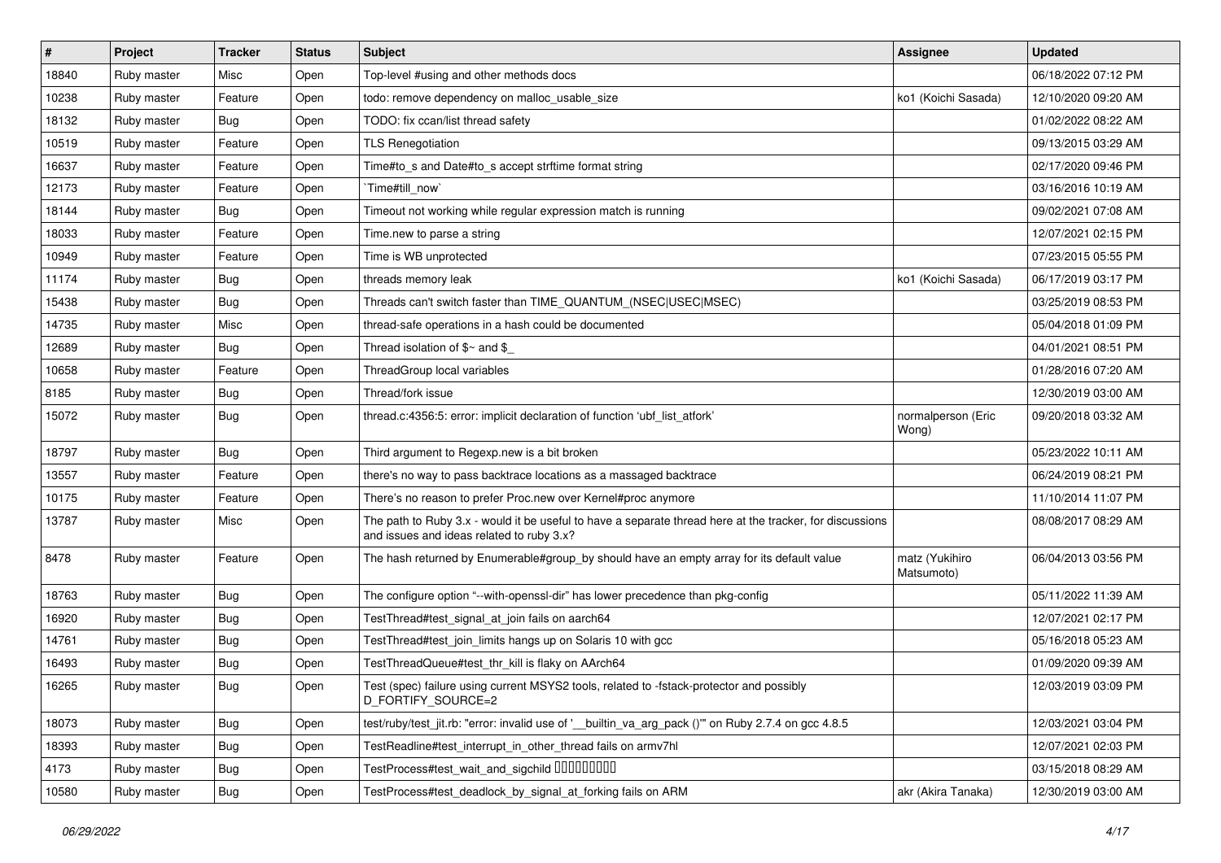| # | Project | Tracker | Status | Subject | Assignee | Updated |
| --- | --- | --- | --- | --- | --- | --- |
| 18840 | Ruby master | Misc | Open | Top-level #using and other methods docs | | 06/18/2022 07:12 PM |
| 10238 | Ruby master | Feature | Open | todo: remove dependency on malloc_usable_size | ko1 (Koichi Sasada) | 12/10/2020 09:20 AM |
| 18132 | Ruby master | Bug | Open | TODO: fix ccan/list thread safety | | 01/02/2022 08:22 AM |
| 10519 | Ruby master | Feature | Open | TLS Renegotiation | | 09/13/2015 03:29 AM |
| 16637 | Ruby master | Feature | Open | Time#to_s and Date#to_s accept strftime format string | | 02/17/2020 09:46 PM |
| 12173 | Ruby master | Feature | Open | `Time#till_now` | | 03/16/2016 10:19 AM |
| 18144 | Ruby master | Bug | Open | Timeout not working while regular expression match is running | | 09/02/2021 07:08 AM |
| 18033 | Ruby master | Feature | Open | Time.new to parse a string | | 12/07/2021 02:15 PM |
| 10949 | Ruby master | Feature | Open | Time is WB unprotected | | 07/23/2015 05:55 PM |
| 11174 | Ruby master | Bug | Open | threads memory leak | ko1 (Koichi Sasada) | 06/17/2019 03:17 PM |
| 15438 | Ruby master | Bug | Open | Threads can't switch faster than TIME_QUANTUM_(NSEC\|USEC\|MSEC) | | 03/25/2019 08:53 PM |
| 14735 | Ruby master | Misc | Open | thread-safe operations in a hash could be documented | | 05/04/2018 01:09 PM |
| 12689 | Ruby master | Bug | Open | Thread isolation of $~ and $_ | | 04/01/2021 08:51 PM |
| 10658 | Ruby master | Feature | Open | ThreadGroup local variables | | 01/28/2016 07:20 AM |
| 8185 | Ruby master | Bug | Open | Thread/fork issue | | 12/30/2019 03:00 AM |
| 15072 | Ruby master | Bug | Open | thread.c:4356:5: error: implicit declaration of function 'ubf_list_atfork' | normalperson (Eric Wong) | 09/20/2018 03:32 AM |
| 18797 | Ruby master | Bug | Open | Third argument to Regexp.new is a bit broken | | 05/23/2022 10:11 AM |
| 13557 | Ruby master | Feature | Open | there's no way to pass backtrace locations as a massaged backtrace | | 06/24/2019 08:21 PM |
| 10175 | Ruby master | Feature | Open | There's no reason to prefer Proc.new over Kernel#proc anymore | | 11/10/2014 11:07 PM |
| 13787 | Ruby master | Misc | Open | The path to Ruby 3.x - would it be useful to have a separate thread here at the tracker, for discussions and issues and ideas related to ruby 3.x? | | 08/08/2017 08:29 AM |
| 8478 | Ruby master | Feature | Open | The hash returned by Enumerable#group_by should have an empty array for its default value | matz (Yukihiro Matsumoto) | 06/04/2013 03:56 PM |
| 18763 | Ruby master | Bug | Open | The configure option "--with-openssl-dir" has lower precedence than pkg-config | | 05/11/2022 11:39 AM |
| 16920 | Ruby master | Bug | Open | TestThread#test_signal_at_join fails on aarch64 | | 12/07/2021 02:17 PM |
| 14761 | Ruby master | Bug | Open | TestThread#test_join_limits hangs up on Solaris 10 with gcc | | 05/16/2018 05:23 AM |
| 16493 | Ruby master | Bug | Open | TestThreadQueue#test_thr_kill is flaky on AArch64 | | 01/09/2020 09:39 AM |
| 16265 | Ruby master | Bug | Open | Test (spec) failure using current MSYS2 tools, related to -fstack-protector and possibly D_FORTIFY_SOURCE=2 | | 12/03/2019 03:09 PM |
| 18073 | Ruby master | Bug | Open | test/ruby/test_jit.rb: "error: invalid use of '__builtin_va_arg_pack ()'" on Ruby 2.7.4 on gcc 4.8.5 | | 12/03/2021 03:04 PM |
| 18393 | Ruby master | Bug | Open | TestReadline#test_interrupt_in_other_thread fails on armv7hl | | 12/07/2021 02:03 PM |
| 4173 | Ruby master | Bug | Open | TestProcess#test_wait_and_sigchild ���������� | | 03/15/2018 08:29 AM |
| 10580 | Ruby master | Bug | Open | TestProcess#test_deadlock_by_signal_at_forking fails on ARM | akr (Akira Tanaka) | 12/30/2019 03:00 AM |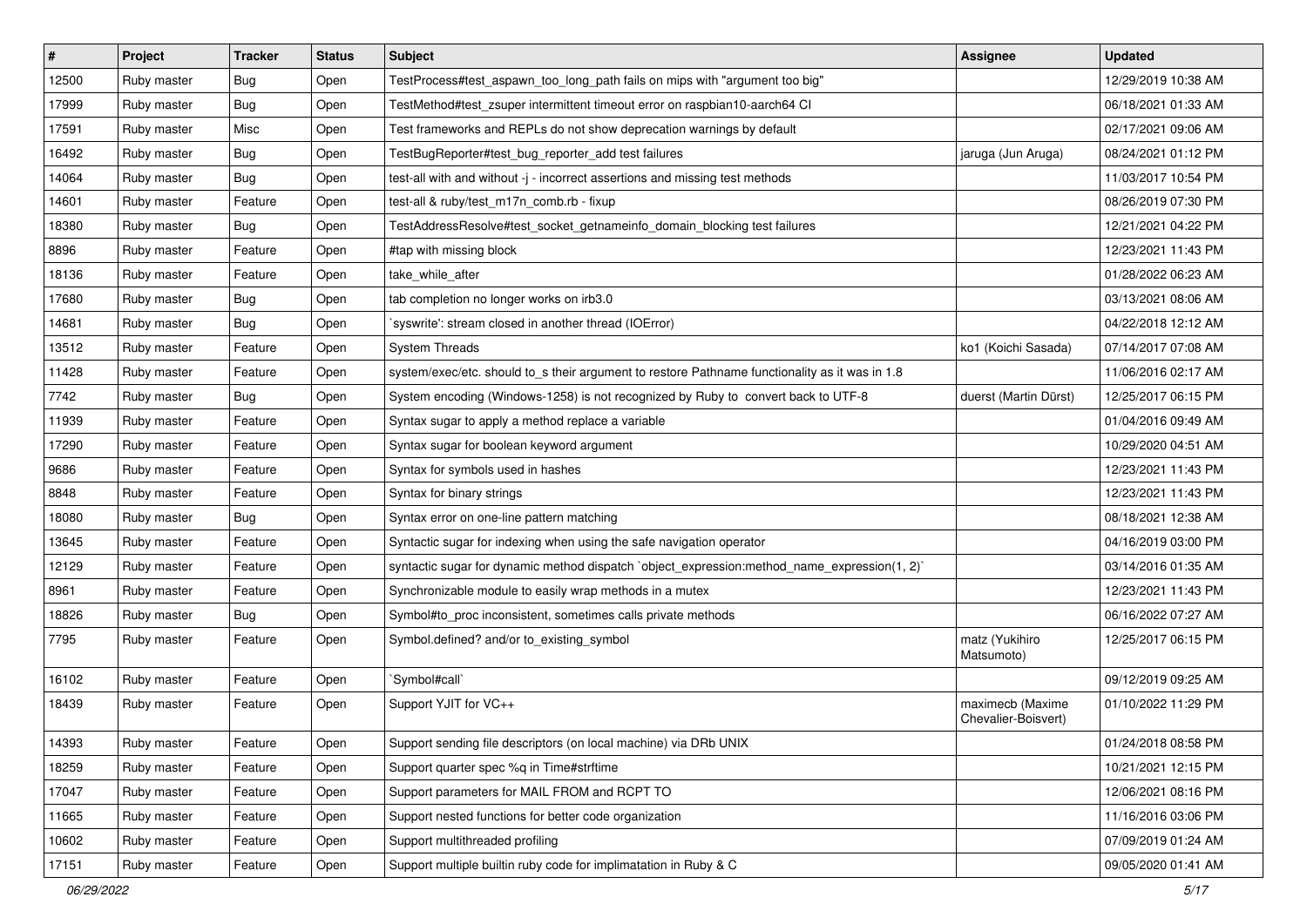| # | Project | Tracker | Status | Subject | Assignee | Updated |
|---|---|---|---|---|---|---|
| 12500 | Ruby master | Bug | Open | TestProcess#test_aspawn_too_long_path fails on mips with "argument too big" | | 12/29/2019 10:38 AM |
| 17999 | Ruby master | Bug | Open | TestMethod#test_zsuper intermittent timeout error on raspbian10-aarch64 CI | | 06/18/2021 01:33 AM |
| 17591 | Ruby master | Misc | Open | Test frameworks and REPLs do not show deprecation warnings by default | | 02/17/2021 09:06 AM |
| 16492 | Ruby master | Bug | Open | TestBugReporter#test_bug_reporter_add test failures | jaruga (Jun Aruga) | 08/24/2021 01:12 PM |
| 14064 | Ruby master | Bug | Open | test-all with and without -j - incorrect assertions and missing test methods | | 11/03/2017 10:54 PM |
| 14601 | Ruby master | Feature | Open | test-all & ruby/test_m17n_comb.rb - fixup | | 08/26/2019 07:30 PM |
| 18380 | Ruby master | Bug | Open | TestAddressResolve#test_socket_getnameinfo_domain_blocking test failures | | 12/21/2021 04:22 PM |
| 8896 | Ruby master | Feature | Open | #tap with missing block | | 12/23/2021 11:43 PM |
| 18136 | Ruby master | Feature | Open | take_while_after | | 01/28/2022 06:23 AM |
| 17680 | Ruby master | Bug | Open | tab completion no longer works on irb3.0 | | 03/13/2021 08:06 AM |
| 14681 | Ruby master | Bug | Open | `syswrite': stream closed in another thread (IOError) | | 04/22/2018 12:12 AM |
| 13512 | Ruby master | Feature | Open | System Threads | ko1 (Koichi Sasada) | 07/14/2017 07:08 AM |
| 11428 | Ruby master | Feature | Open | system/exec/etc. should to_s their argument to restore Pathname functionality as it was in 1.8 | | 11/06/2016 02:17 AM |
| 7742 | Ruby master | Bug | Open | System encoding (Windows-1258) is not recognized by Ruby to convert back to UTF-8 | duerst (Martin Dürst) | 12/25/2017 06:15 PM |
| 11939 | Ruby master | Feature | Open | Syntax sugar to apply a method replace a variable | | 01/04/2016 09:49 AM |
| 17290 | Ruby master | Feature | Open | Syntax sugar for boolean keyword argument | | 10/29/2020 04:51 AM |
| 9686 | Ruby master | Feature | Open | Syntax for symbols used in hashes | | 12/23/2021 11:43 PM |
| 8848 | Ruby master | Feature | Open | Syntax for binary strings | | 12/23/2021 11:43 PM |
| 18080 | Ruby master | Bug | Open | Syntax error on one-line pattern matching | | 08/18/2021 12:38 AM |
| 13645 | Ruby master | Feature | Open | Syntactic sugar for indexing when using the safe navigation operator | | 04/16/2019 03:00 PM |
| 12129 | Ruby master | Feature | Open | syntactic sugar for dynamic method dispatch `object_expression:method_name_expression(1, 2)` | | 03/14/2016 01:35 AM |
| 8961 | Ruby master | Feature | Open | Synchronizable module to easily wrap methods in a mutex | | 12/23/2021 11:43 PM |
| 18826 | Ruby master | Bug | Open | Symbol#to_proc inconsistent, sometimes calls private methods | | 06/16/2022 07:27 AM |
| 7795 | Ruby master | Feature | Open | Symbol.defined? and/or to_existing_symbol | matz (Yukihiro Matsumoto) | 12/25/2017 06:15 PM |
| 16102 | Ruby master | Feature | Open | `Symbol#call` | | 09/12/2019 09:25 AM |
| 18439 | Ruby master | Feature | Open | Support YJIT for VC++ | maximecb (Maxime Chevalier-Boisvert) | 01/10/2022 11:29 PM |
| 14393 | Ruby master | Feature | Open | Support sending file descriptors (on local machine) via DRb UNIX | | 01/24/2018 08:58 PM |
| 18259 | Ruby master | Feature | Open | Support quarter spec %q in Time#strftime | | 10/21/2021 12:15 PM |
| 17047 | Ruby master | Feature | Open | Support parameters for MAIL FROM and RCPT TO | | 12/06/2021 08:16 PM |
| 11665 | Ruby master | Feature | Open | Support nested functions for better code organization | | 11/16/2016 03:06 PM |
| 10602 | Ruby master | Feature | Open | Support multithreaded profiling | | 07/09/2019 01:24 AM |
| 17151 | Ruby master | Feature | Open | Support multiple builtin ruby code for implimatation in Ruby & C | | 09/05/2020 01:41 AM |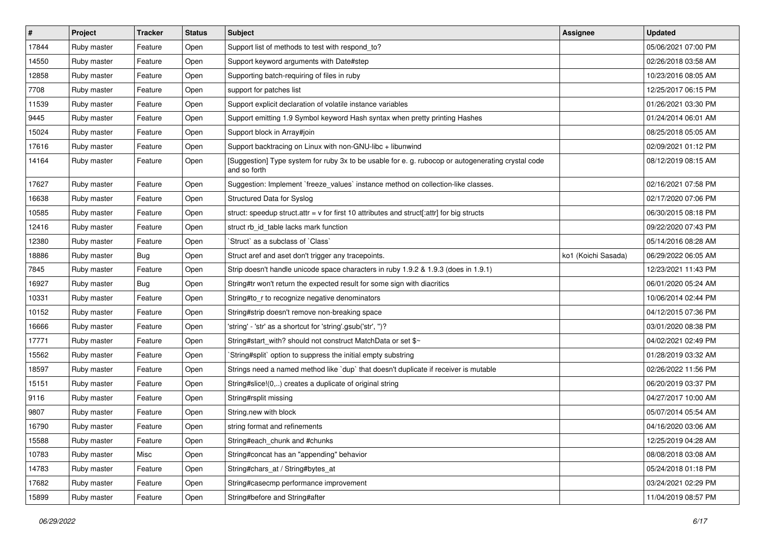| # | Project | Tracker | Status | Subject | Assignee | Updated |
|---|---|---|---|---|---|---|
| 17844 | Ruby master | Feature | Open | Support list of methods to test with respond_to? | | 05/06/2021 07:00 PM |
| 14550 | Ruby master | Feature | Open | Support keyword arguments with Date#step | | 02/26/2018 03:58 AM |
| 12858 | Ruby master | Feature | Open | Supporting batch-requiring of files in ruby | | 10/23/2016 08:05 AM |
| 7708 | Ruby master | Feature | Open | support for patches list | | 12/25/2017 06:15 PM |
| 11539 | Ruby master | Feature | Open | Support explicit declaration of volatile instance variables | | 01/26/2021 03:30 PM |
| 9445 | Ruby master | Feature | Open | Support emitting 1.9 Symbol keyword Hash syntax when pretty printing Hashes | | 01/24/2014 06:01 AM |
| 15024 | Ruby master | Feature | Open | Support block in Array#join | | 08/25/2018 05:05 AM |
| 17616 | Ruby master | Feature | Open | Support backtracing on Linux with non-GNU-libc + libunwind | | 02/09/2021 01:12 PM |
| 14164 | Ruby master | Feature | Open | [Suggestion] Type system for ruby 3x to be usable for e. g. rubocop or autogenerating crystal code and so forth | | 08/12/2019 08:15 AM |
| 17627 | Ruby master | Feature | Open | Suggestion: Implement `freeze_values` instance method on collection-like classes. | | 02/16/2021 07:58 PM |
| 16638 | Ruby master | Feature | Open | Structured Data for Syslog | | 02/17/2020 07:06 PM |
| 10585 | Ruby master | Feature | Open | struct: speedup struct.attr = v for first 10 attributes and struct[:attr] for big structs | | 06/30/2015 08:18 PM |
| 12416 | Ruby master | Feature | Open | struct rb_id_table lacks mark function | | 09/22/2020 07:43 PM |
| 12380 | Ruby master | Feature | Open | `Struct` as a subclass of `Class` | | 05/14/2016 08:28 AM |
| 18886 | Ruby master | Bug | Open | Struct aref and aset don't trigger any tracepoints. | ko1 (Koichi Sasada) | 06/29/2022 06:05 AM |
| 7845 | Ruby master | Feature | Open | Strip doesn't handle unicode space characters in ruby 1.9.2 & 1.9.3 (does in 1.9.1) | | 12/23/2021 11:43 PM |
| 16927 | Ruby master | Bug | Open | String#tr won't return the expected result for some sign with diacritics | | 06/01/2020 05:24 AM |
| 10331 | Ruby master | Feature | Open | String#to_r to recognize negative denominators | | 10/06/2014 02:44 PM |
| 10152 | Ruby master | Feature | Open | String#strip doesn't remove non-breaking space | | 04/12/2015 07:36 PM |
| 16666 | Ruby master | Feature | Open | 'string' - 'str' as a shortcut for 'string'.gsub('str', '')? | | 03/01/2020 08:38 PM |
| 17771 | Ruby master | Feature | Open | String#start_with? should not construct MatchData or set $~ | | 04/02/2021 02:49 PM |
| 15562 | Ruby master | Feature | Open | `String#split` option to suppress the initial empty substring | | 01/28/2019 03:32 AM |
| 18597 | Ruby master | Feature | Open | Strings need a named method like `dup` that doesn't duplicate if receiver is mutable | | 02/26/2022 11:56 PM |
| 15151 | Ruby master | Feature | Open | String#slice!(0,..) creates a duplicate of original string | | 06/20/2019 03:37 PM |
| 9116 | Ruby master | Feature | Open | String#rsplit missing | | 04/27/2017 10:00 AM |
| 9807 | Ruby master | Feature | Open | String.new with block | | 05/07/2014 05:54 AM |
| 16790 | Ruby master | Feature | Open | string format and refinements | | 04/16/2020 03:06 AM |
| 15588 | Ruby master | Feature | Open | String#each_chunk and #chunks | | 12/25/2019 04:28 AM |
| 10783 | Ruby master | Misc | Open | String#concat has an "appending" behavior | | 08/08/2018 03:08 AM |
| 14783 | Ruby master | Feature | Open | String#chars_at / String#bytes_at | | 05/24/2018 01:18 PM |
| 17682 | Ruby master | Feature | Open | String#casecmp performance improvement | | 03/24/2021 02:29 PM |
| 15899 | Ruby master | Feature | Open | String#before and String#after | | 11/04/2019 08:57 PM |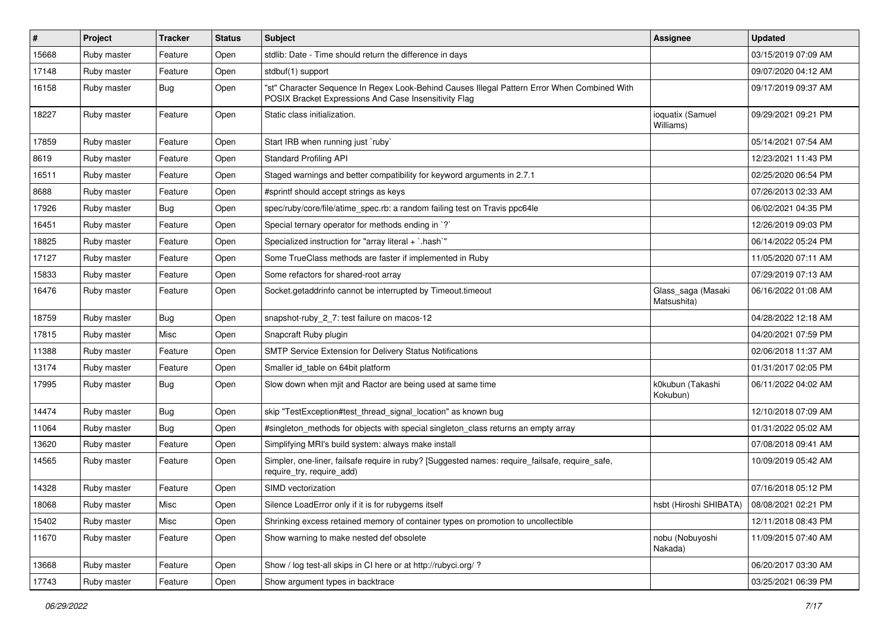| # | Project | Tracker | Status | Subject | Assignee | Updated |
|---|---|---|---|---|---|---|
| 15668 | Ruby master | Feature | Open | stdlib: Date - Time should return the difference in days | | 03/15/2019 07:09 AM |
| 17148 | Ruby master | Feature | Open | stdbuf(1) support | | 09/07/2020 04:12 AM |
| 16158 | Ruby master | Bug | Open | "st" Character Sequence In Regex Look-Behind Causes Illegal Pattern Error When Combined With POSIX Bracket Expressions And Case Insensitivity Flag | | 09/17/2019 09:37 AM |
| 18227 | Ruby master | Feature | Open | Static class initialization. | ioquatix (Samuel Williams) | 09/29/2021 09:21 PM |
| 17859 | Ruby master | Feature | Open | Start IRB when running just `ruby` | | 05/14/2021 07:54 AM |
| 8619 | Ruby master | Feature | Open | Standard Profiling API | | 12/23/2021 11:43 PM |
| 16511 | Ruby master | Feature | Open | Staged warnings and better compatibility for keyword arguments in 2.7.1 | | 02/25/2020 06:54 PM |
| 8688 | Ruby master | Feature | Open | #sprintf should accept strings as keys | | 07/26/2013 02:33 AM |
| 17926 | Ruby master | Bug | Open | spec/ruby/core/file/atime_spec.rb: a random failing test on Travis ppc64le | | 06/02/2021 04:35 PM |
| 16451 | Ruby master | Feature | Open | Special ternary operator for methods ending in `?` | | 12/26/2019 09:03 PM |
| 18825 | Ruby master | Feature | Open | Specialized instruction for "array literal + `.hash`" | | 06/14/2022 05:24 PM |
| 17127 | Ruby master | Feature | Open | Some TrueClass methods are faster if implemented in Ruby | | 11/05/2020 07:11 AM |
| 15833 | Ruby master | Feature | Open | Some refactors for shared-root array | | 07/29/2019 07:13 AM |
| 16476 | Ruby master | Feature | Open | Socket.getaddrinfo cannot be interrupted by Timeout.timeout | Glass_saga (Masaki Matsushita) | 06/16/2022 01:08 AM |
| 18759 | Ruby master | Bug | Open | snapshot-ruby_2_7: test failure on macos-12 | | 04/28/2022 12:18 AM |
| 17815 | Ruby master | Misc | Open | Snapcraft Ruby plugin | | 04/20/2021 07:59 PM |
| 11388 | Ruby master | Feature | Open | SMTP Service Extension for Delivery Status Notifications | | 02/06/2018 11:37 AM |
| 13174 | Ruby master | Feature | Open | Smaller id_table on 64bit platform | | 01/31/2017 02:05 PM |
| 17995 | Ruby master | Bug | Open | Slow down when mjit and Ractor are being used at same time | k0kubun (Takashi Kokubun) | 06/11/2022 04:02 AM |
| 14474 | Ruby master | Bug | Open | skip "TestException#test_thread_signal_location" as known bug | | 12/10/2018 07:09 AM |
| 11064 | Ruby master | Bug | Open | #singleton_methods for objects with special singleton_class returns an empty array | | 01/31/2022 05:02 AM |
| 13620 | Ruby master | Feature | Open | Simplifying MRI's build system: always make install | | 07/08/2018 09:41 AM |
| 14565 | Ruby master | Feature | Open | Simpler, one-liner, failsafe require in ruby? [Suggested names: require_failsafe, require_safe, require_try, require_add) | | 10/09/2019 05:42 AM |
| 14328 | Ruby master | Feature | Open | SIMD vectorization | | 07/16/2018 05:12 PM |
| 18068 | Ruby master | Misc | Open | Silence LoadError only if it is for rubygems itself | hsbt (Hiroshi SHIBATA) | 08/08/2021 02:21 PM |
| 15402 | Ruby master | Misc | Open | Shrinking excess retained memory of container types on promotion to uncollectible | | 12/11/2018 08:43 PM |
| 11670 | Ruby master | Feature | Open | Show warning to make nested def obsolete | nobu (Nobuyoshi Nakada) | 11/09/2015 07:40 AM |
| 13668 | Ruby master | Feature | Open | Show / log test-all skips in CI here or at http://rubyci.org/ ? | | 06/20/2017 03:30 AM |
| 17743 | Ruby master | Feature | Open | Show argument types in backtrace | | 03/25/2021 06:39 PM |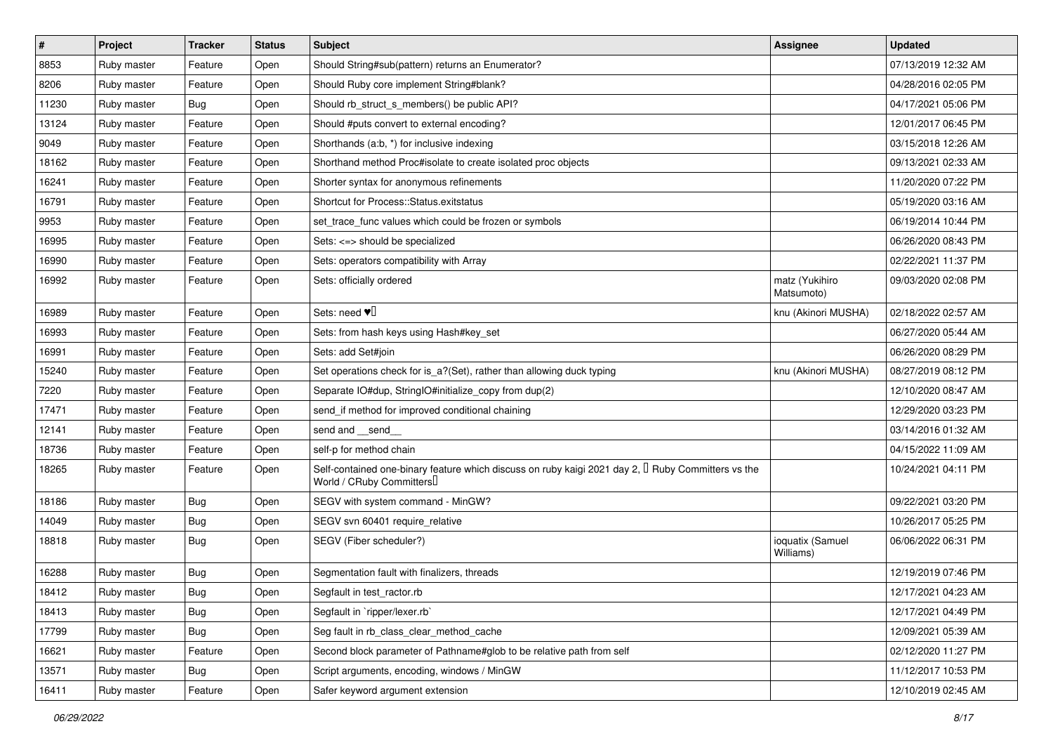| # | Project | Tracker | Status | Subject | Assignee | Updated |
|---|---|---|---|---|---|---|
| 8853 | Ruby master | Feature | Open | Should String#sub(pattern) returns an Enumerator? | | 07/13/2019 12:32 AM |
| 8206 | Ruby master | Feature | Open | Should Ruby core implement String#blank? | | 04/28/2016 02:05 PM |
| 11230 | Ruby master | Bug | Open | Should rb_struct_s_members() be public API? | | 04/17/2021 05:06 PM |
| 13124 | Ruby master | Feature | Open | Should #puts convert to external encoding? | | 12/01/2017 06:45 PM |
| 9049 | Ruby master | Feature | Open | Shorthands (a:b, *) for inclusive indexing | | 03/15/2018 12:26 AM |
| 18162 | Ruby master | Feature | Open | Shorthand method Proc#isolate to create isolated proc objects | | 09/13/2021 02:33 AM |
| 16241 | Ruby master | Feature | Open | Shorter syntax for anonymous refinements | | 11/20/2020 07:22 PM |
| 16791 | Ruby master | Feature | Open | Shortcut for Process::Status.exitstatus | | 05/19/2020 03:16 AM |
| 9953 | Ruby master | Feature | Open | set_trace_func values which could be frozen or symbols | | 06/19/2014 10:44 PM |
| 16995 | Ruby master | Feature | Open | Sets: <=> should be specialized | | 06/26/2020 08:43 PM |
| 16990 | Ruby master | Feature | Open | Sets: operators compatibility with Array | | 02/22/2021 11:37 PM |
| 16992 | Ruby master | Feature | Open | Sets: officially ordered | matz (Yukihiro Matsumoto) | 09/03/2020 02:08 PM |
| 16989 | Ruby master | Feature | Open | Sets: need ♥️ | knu (Akinori MUSHA) | 02/18/2022 02:57 AM |
| 16993 | Ruby master | Feature | Open | Sets: from hash keys using Hash#key_set | | 06/27/2020 05:44 AM |
| 16991 | Ruby master | Feature | Open | Sets: add Set#join | | 06/26/2020 08:29 PM |
| 15240 | Ruby master | Feature | Open | Set operations check for is_a?(Set), rather than allowing duck typing | knu (Akinori MUSHA) | 08/27/2019 08:12 PM |
| 7220 | Ruby master | Feature | Open | Separate IO#dup, StringIO#initialize_copy from dup(2) | | 12/10/2020 08:47 AM |
| 17471 | Ruby master | Feature | Open | send_if method for improved conditional chaining | | 12/29/2020 03:23 PM |
| 12141 | Ruby master | Feature | Open | send and __send__ | | 03/14/2016 01:32 AM |
| 18736 | Ruby master | Feature | Open | self-p for method chain | | 04/15/2022 11:09 AM |
| 18265 | Ruby master | Feature | Open | Self-contained one-binary feature which discuss on ruby kaigi 2021 day 2, 「Ruby Committers vs the World / CRuby Committers」 | | 10/24/2021 04:11 PM |
| 18186 | Ruby master | Bug | Open | SEGV with system command - MinGW? | | 09/22/2021 03:20 PM |
| 14049 | Ruby master | Bug | Open | SEGV svn 60401 require_relative | | 10/26/2017 05:25 PM |
| 18818 | Ruby master | Bug | Open | SEGV (Fiber scheduler?) | ioquatix (Samuel Williams) | 06/06/2022 06:31 PM |
| 16288 | Ruby master | Bug | Open | Segmentation fault with finalizers, threads | | 12/19/2019 07:46 PM |
| 18412 | Ruby master | Bug | Open | Segfault in test_ractor.rb | | 12/17/2021 04:23 AM |
| 18413 | Ruby master | Bug | Open | Segfault in `ripper/lexer.rb` | | 12/17/2021 04:49 PM |
| 17799 | Ruby master | Bug | Open | Seg fault in rb_class_clear_method_cache | | 12/09/2021 05:39 AM |
| 16621 | Ruby master | Feature | Open | Second block parameter of Pathname#glob to be relative path from self | | 02/12/2020 11:27 PM |
| 13571 | Ruby master | Bug | Open | Script arguments, encoding, windows / MinGW | | 11/12/2017 10:53 PM |
| 16411 | Ruby master | Feature | Open | Safer keyword argument extension | | 12/10/2019 02:45 AM |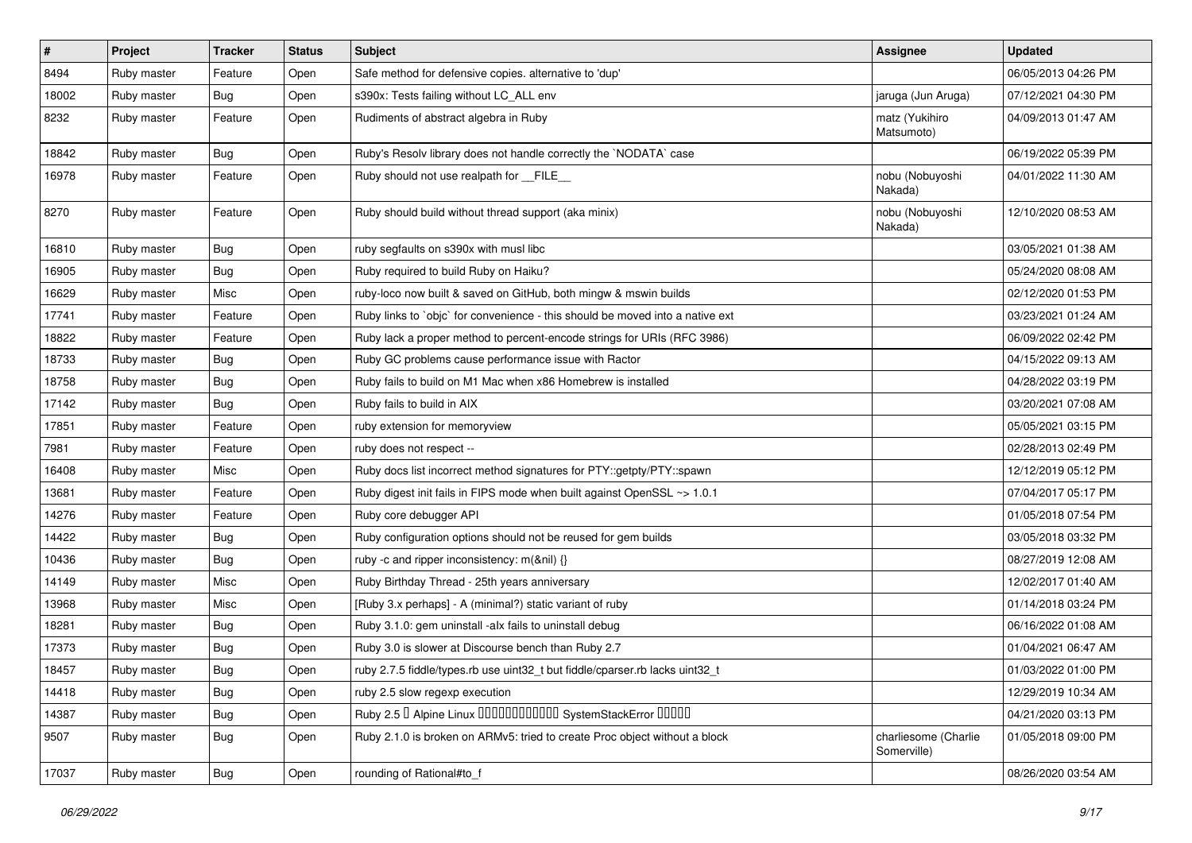| # | Project | Tracker | Status | Subject | Assignee | Updated |
| --- | --- | --- | --- | --- | --- | --- |
| 8494 | Ruby master | Feature | Open | Safe method for defensive copies. alternative to 'dup' | | 06/05/2013 04:26 PM |
| 18002 | Ruby master | Bug | Open | s390x: Tests failing without LC_ALL env | jaruga (Jun Aruga) | 07/12/2021 04:30 PM |
| 8232 | Ruby master | Feature | Open | Rudiments of abstract algebra in Ruby | matz (Yukihiro Matsumoto) | 04/09/2013 01:47 AM |
| 18842 | Ruby master | Bug | Open | Ruby's Resolv library does not handle correctly the `NODATA` case | | 06/19/2022 05:39 PM |
| 16978 | Ruby master | Feature | Open | Ruby should not use realpath for __FILE__ | nobu (Nobuyoshi Nakada) | 04/01/2022 11:30 AM |
| 8270 | Ruby master | Feature | Open | Ruby should build without thread support (aka minix) | nobu (Nobuyoshi Nakada) | 12/10/2020 08:53 AM |
| 16810 | Ruby master | Bug | Open | ruby segfaults on s390x with musl libc | | 03/05/2021 01:38 AM |
| 16905 | Ruby master | Bug | Open | Ruby required to build Ruby on Haiku? | | 05/24/2020 08:08 AM |
| 16629 | Ruby master | Misc | Open | ruby-loco now built & saved on GitHub, both mingw & mswin builds | | 02/12/2020 01:53 PM |
| 17741 | Ruby master | Feature | Open | Ruby links to `objc` for convenience - this should be moved into a native ext | | 03/23/2021 01:24 AM |
| 18822 | Ruby master | Feature | Open | Ruby lack a proper method to percent-encode strings for URIs (RFC 3986) | | 06/09/2022 02:42 PM |
| 18733 | Ruby master | Bug | Open | Ruby GC problems cause performance issue with Ractor | | 04/15/2022 09:13 AM |
| 18758 | Ruby master | Bug | Open | Ruby fails to build on M1 Mac when x86 Homebrew is installed | | 04/28/2022 03:19 PM |
| 17142 | Ruby master | Bug | Open | Ruby fails to build in AIX | | 03/20/2021 07:08 AM |
| 17851 | Ruby master | Feature | Open | ruby extension for memoryview | | 05/05/2021 03:15 PM |
| 7981 | Ruby master | Feature | Open | ruby does not respect -- | | 02/28/2013 02:49 PM |
| 16408 | Ruby master | Misc | Open | Ruby docs list incorrect method signatures for PTY::getpty/PTY::spawn | | 12/12/2019 05:12 PM |
| 13681 | Ruby master | Feature | Open | Ruby digest init fails in FIPS mode when built against OpenSSL ~> 1.0.1 | | 07/04/2017 05:17 PM |
| 14276 | Ruby master | Feature | Open | Ruby core debugger API | | 01/05/2018 07:54 PM |
| 14422 | Ruby master | Bug | Open | Ruby configuration options should not be reused for gem builds | | 03/05/2018 03:32 PM |
| 10436 | Ruby master | Bug | Open | ruby -c and ripper inconsistency: m(&nil) {} | | 08/27/2019 12:08 AM |
| 14149 | Ruby master | Misc | Open | Ruby Birthday Thread - 25th years anniversary | | 12/02/2017 01:40 AM |
| 13968 | Ruby master | Misc | Open | [Ruby 3.x perhaps] - A (minimal?) static variant of ruby | | 01/14/2018 03:24 PM |
| 18281 | Ruby master | Bug | Open | Ruby 3.1.0: gem uninstall -alx fails to uninstall debug | | 06/16/2022 01:08 AM |
| 17373 | Ruby master | Bug | Open | Ruby 3.0 is slower at Discourse bench than Ruby 2.7 | | 01/04/2021 06:47 AM |
| 18457 | Ruby master | Bug | Open | ruby 2.7.5 fiddle/types.rb use uint32_t but fiddle/cparser.rb lacks uint32_t | | 01/03/2022 01:00 PM |
| 14418 | Ruby master | Bug | Open | ruby 2.5 slow regexp execution | | 12/29/2019 10:34 AM |
| 14387 | Ruby master | Bug | Open | Ruby 2.5 � Alpine Linux ������������ SystemStackError ����� | | 04/21/2020 03:13 PM |
| 9507 | Ruby master | Bug | Open | Ruby 2.1.0 is broken on ARMv5: tried to create Proc object without a block | charliesome (Charlie Somerville) | 01/05/2018 09:00 PM |
| 17037 | Ruby master | Bug | Open | rounding of Rational#to_f | | 08/26/2020 03:54 AM |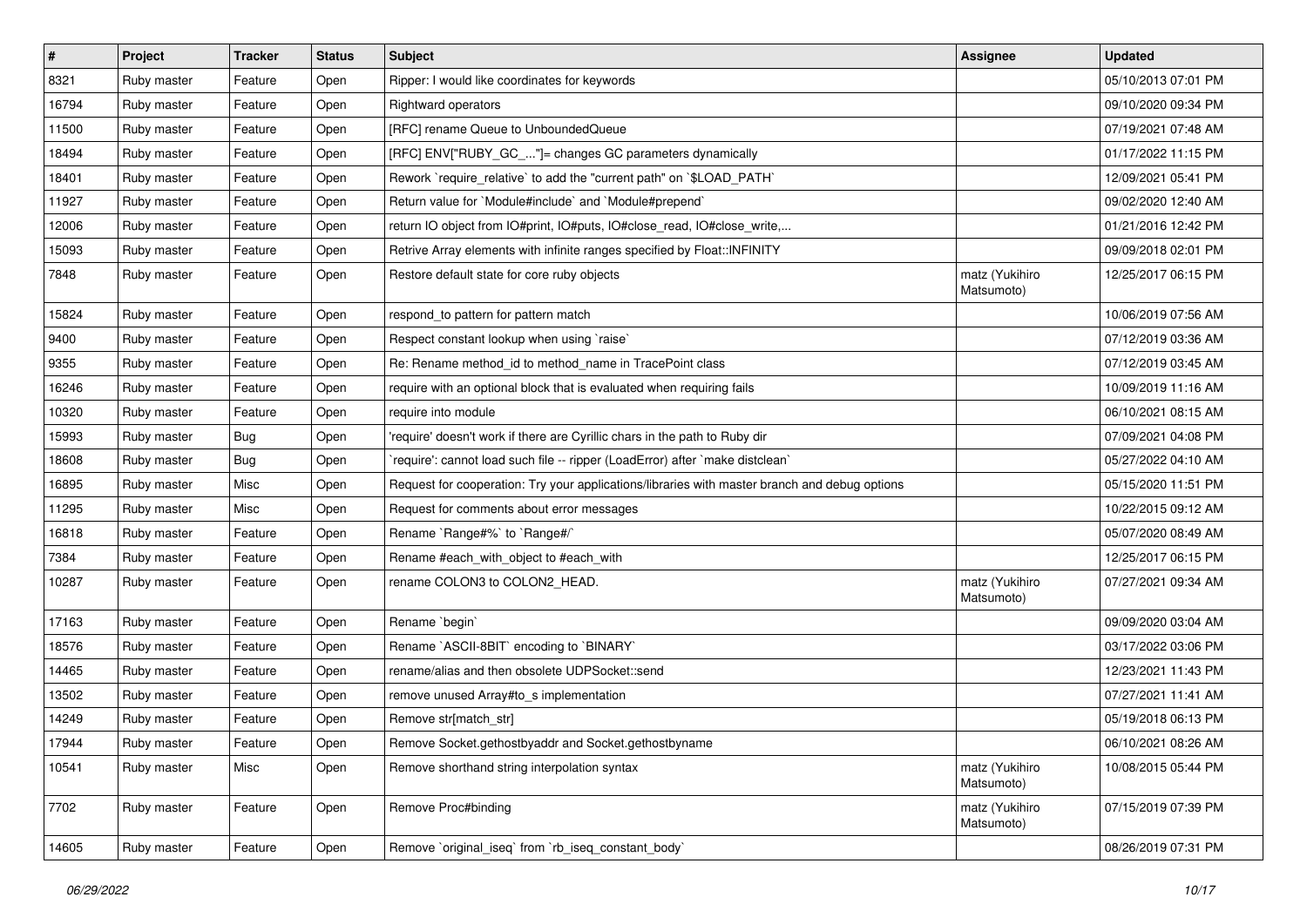| # | Project | Tracker | Status | Subject | Assignee | Updated |
|---|---|---|---|---|---|---|
| 8321 | Ruby master | Feature | Open | Ripper: I would like coordinates for keywords | | 05/10/2013 07:01 PM |
| 16794 | Ruby master | Feature | Open | Rightward operators | | 09/10/2020 09:34 PM |
| 11500 | Ruby master | Feature | Open | [RFC] rename Queue to UnboundedQueue | | 07/19/2021 07:48 AM |
| 18494 | Ruby master | Feature | Open | [RFC] ENV["RUBY_GC_..."]= changes GC parameters dynamically | | 01/17/2022 11:15 PM |
| 18401 | Ruby master | Feature | Open | Rework `require_relative` to add the "current path" on `$LOAD_PATH` | | 12/09/2021 05:41 PM |
| 11927 | Ruby master | Feature | Open | Return value for `Module#include` and `Module#prepend` | | 09/02/2020 12:40 AM |
| 12006 | Ruby master | Feature | Open | return IO object from IO#print, IO#puts, IO#close_read, IO#close_write,... | | 01/21/2016 12:42 PM |
| 15093 | Ruby master | Feature | Open | Retrive Array elements with infinite ranges specified by Float::INFINITY | | 09/09/2018 02:01 PM |
| 7848 | Ruby master | Feature | Open | Restore default state for core ruby objects | matz (Yukihiro Matsumoto) | 12/25/2017 06:15 PM |
| 15824 | Ruby master | Feature | Open | respond_to pattern for pattern match | | 10/06/2019 07:56 AM |
| 9400 | Ruby master | Feature | Open | Respect constant lookup when using `raise` | | 07/12/2019 03:36 AM |
| 9355 | Ruby master | Feature | Open | Re: Rename method_id to method_name in TracePoint class | | 07/12/2019 03:45 AM |
| 16246 | Ruby master | Feature | Open | require with an optional block that is evaluated when requiring fails | | 10/09/2019 11:16 AM |
| 10320 | Ruby master | Feature | Open | require into module | | 06/10/2021 08:15 AM |
| 15993 | Ruby master | Bug | Open | 'require' doesn't work if there are Cyrillic chars in the path to Ruby dir | | 07/09/2021 04:08 PM |
| 18608 | Ruby master | Bug | Open | `require': cannot load such file -- ripper (LoadError) after `make distclean` | | 05/27/2022 04:10 AM |
| 16895 | Ruby master | Misc | Open | Request for cooperation: Try your applications/libraries with master branch and debug options | | 05/15/2020 11:51 PM |
| 11295 | Ruby master | Misc | Open | Request for comments about error messages | | 10/22/2015 09:12 AM |
| 16818 | Ruby master | Feature | Open | Rename `Range#%` to `Range#/` | | 05/07/2020 08:49 AM |
| 7384 | Ruby master | Feature | Open | Rename #each_with_object to #each_with | | 12/25/2017 06:15 PM |
| 10287 | Ruby master | Feature | Open | rename COLON3 to COLON2_HEAD. | matz (Yukihiro Matsumoto) | 07/27/2021 09:34 AM |
| 17163 | Ruby master | Feature | Open | Rename `begin` | | 09/09/2020 03:04 AM |
| 18576 | Ruby master | Feature | Open | Rename `ASCII-8BIT` encoding to `BINARY` | | 03/17/2022 03:06 PM |
| 14465 | Ruby master | Feature | Open | rename/alias and then obsolete UDPSocket::send | | 12/23/2021 11:43 PM |
| 13502 | Ruby master | Feature | Open | remove unused Array#to_s implementation | | 07/27/2021 11:41 AM |
| 14249 | Ruby master | Feature | Open | Remove str[match_str] | | 05/19/2018 06:13 PM |
| 17944 | Ruby master | Feature | Open | Remove Socket.gethostbyaddr and Socket.gethostbyname | | 06/10/2021 08:26 AM |
| 10541 | Ruby master | Misc | Open | Remove shorthand string interpolation syntax | matz (Yukihiro Matsumoto) | 10/08/2015 05:44 PM |
| 7702 | Ruby master | Feature | Open | Remove Proc#binding | matz (Yukihiro Matsumoto) | 07/15/2019 07:39 PM |
| 14605 | Ruby master | Feature | Open | Remove `original_iseq` from `rb_iseq_constant_body` | | 08/26/2019 07:31 PM |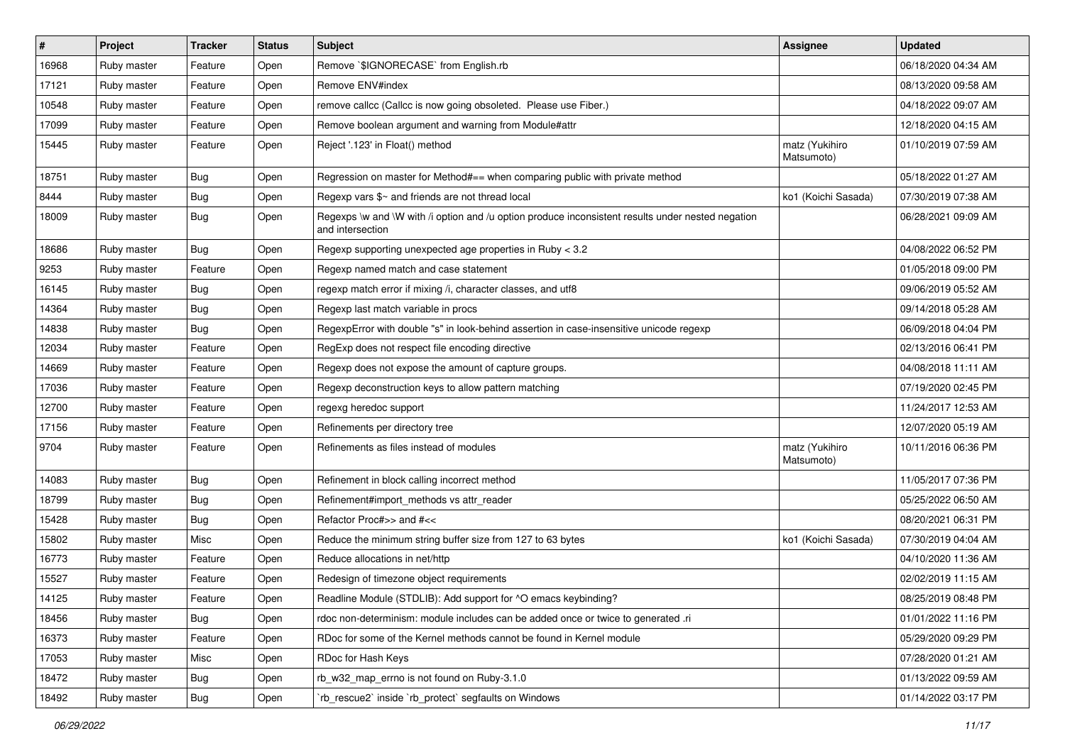| # | Project | Tracker | Status | Subject | Assignee | Updated |
|---|---|---|---|---|---|---|
| 16968 | Ruby master | Feature | Open | Remove `$IGNORECASE` from English.rb | | 06/18/2020 04:34 AM |
| 17121 | Ruby master | Feature | Open | Remove ENV#index | | 08/13/2020 09:58 AM |
| 10548 | Ruby master | Feature | Open | remove callcc (Callcc is now going obsoleted. Please use Fiber.) | | 04/18/2022 09:07 AM |
| 17099 | Ruby master | Feature | Open | Remove boolean argument and warning from Module#attr | | 12/18/2020 04:15 AM |
| 15445 | Ruby master | Feature | Open | Reject '.123' in Float() method | matz (Yukihiro Matsumoto) | 01/10/2019 07:59 AM |
| 18751 | Ruby master | Bug | Open | Regression on master for Method#== when comparing public with private method | | 05/18/2022 01:27 AM |
| 8444 | Ruby master | Bug | Open | Regexp vars $~ and friends are not thread local | ko1 (Koichi Sasada) | 07/30/2019 07:38 AM |
| 18009 | Ruby master | Bug | Open | Regexps \w and \W with /i option and /u option produce inconsistent results under nested negation and intersection | | 06/28/2021 09:09 AM |
| 18686 | Ruby master | Bug | Open | Regexp supporting unexpected age properties in Ruby < 3.2 | | 04/08/2022 06:52 PM |
| 9253 | Ruby master | Feature | Open | Regexp named match and case statement | | 01/05/2018 09:00 PM |
| 16145 | Ruby master | Bug | Open | regexp match error if mixing /i, character classes, and utf8 | | 09/06/2019 05:52 AM |
| 14364 | Ruby master | Bug | Open | Regexp last match variable in procs | | 09/14/2018 05:28 AM |
| 14838 | Ruby master | Bug | Open | RegexpError with double "s" in look-behind assertion in case-insensitive unicode regexp | | 06/09/2018 04:04 PM |
| 12034 | Ruby master | Feature | Open | RegExp does not respect file encoding directive | | 02/13/2016 06:41 PM |
| 14669 | Ruby master | Feature | Open | Regexp does not expose the amount of capture groups. | | 04/08/2018 11:11 AM |
| 17036 | Ruby master | Feature | Open | Regexp deconstruction keys to allow pattern matching | | 07/19/2020 02:45 PM |
| 12700 | Ruby master | Feature | Open | regexg heredoc support | | 11/24/2017 12:53 AM |
| 17156 | Ruby master | Feature | Open | Refinements per directory tree | | 12/07/2020 05:19 AM |
| 9704 | Ruby master | Feature | Open | Refinements as files instead of modules | matz (Yukihiro Matsumoto) | 10/11/2016 06:36 PM |
| 14083 | Ruby master | Bug | Open | Refinement in block calling incorrect method | | 11/05/2017 07:36 PM |
| 18799 | Ruby master | Bug | Open | Refinement#import_methods vs attr_reader | | 05/25/2022 06:50 AM |
| 15428 | Ruby master | Bug | Open | Refactor Proc#>> and #<< | | 08/20/2021 06:31 PM |
| 15802 | Ruby master | Misc | Open | Reduce the minimum string buffer size from 127 to 63 bytes | ko1 (Koichi Sasada) | 07/30/2019 04:04 AM |
| 16773 | Ruby master | Feature | Open | Reduce allocations in net/http | | 04/10/2020 11:36 AM |
| 15527 | Ruby master | Feature | Open | Redesign of timezone object requirements | | 02/02/2019 11:15 AM |
| 14125 | Ruby master | Feature | Open | Readline Module (STDLIB): Add support for ^O emacs keybinding? | | 08/25/2019 08:48 PM |
| 18456 | Ruby master | Bug | Open | rdoc non-determinism: module includes can be added once or twice to generated .ri | | 01/01/2022 11:16 PM |
| 16373 | Ruby master | Feature | Open | RDoc for some of the Kernel methods cannot be found in Kernel module | | 05/29/2020 09:29 PM |
| 17053 | Ruby master | Misc | Open | RDoc for Hash Keys | | 07/28/2020 01:21 AM |
| 18472 | Ruby master | Bug | Open | rb_w32_map_errno is not found on Ruby-3.1.0 | | 01/13/2022 09:59 AM |
| 18492 | Ruby master | Bug | Open | `rb_rescue2` inside `rb_protect` segfaults on Windows | | 01/14/2022 03:17 PM |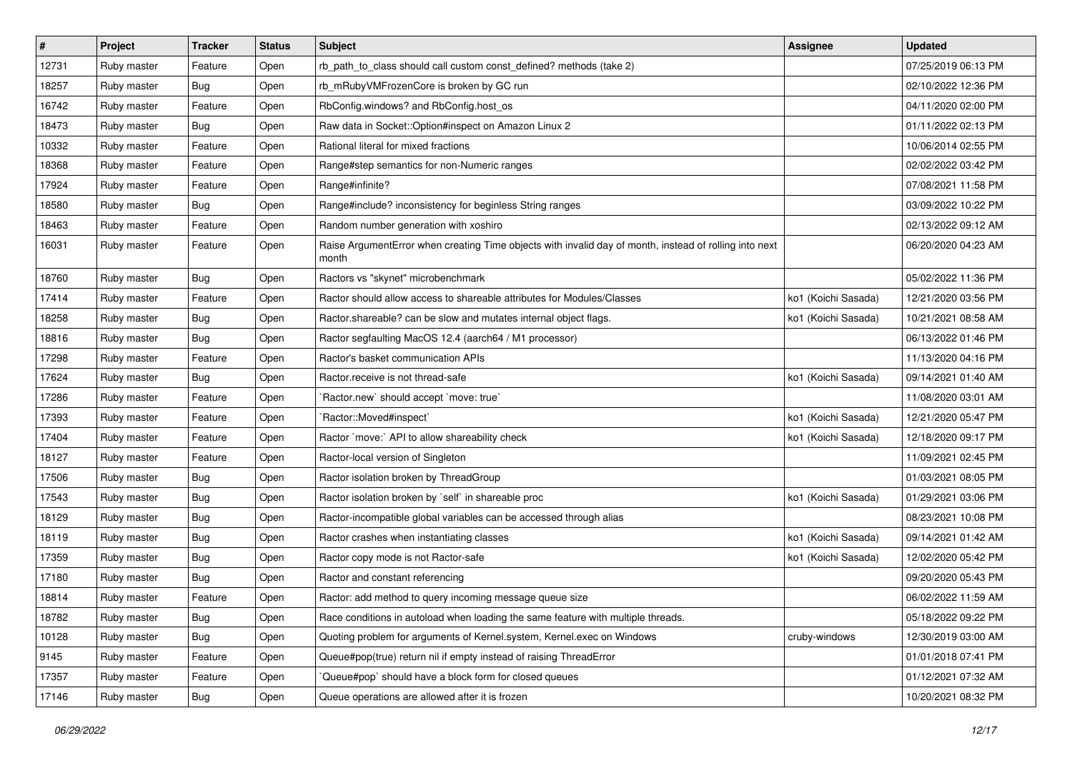| # | Project | Tracker | Status | Subject | Assignee | Updated |
| --- | --- | --- | --- | --- | --- | --- |
| 12731 | Ruby master | Feature | Open | rb_path_to_class should call custom const_defined? methods (take 2) | | 07/25/2019 06:13 PM |
| 18257 | Ruby master | Bug | Open | rb_mRubyVMFrozenCore is broken by GC run | | 02/10/2022 12:36 PM |
| 16742 | Ruby master | Feature | Open | RbConfig.windows? and RbConfig.host_os | | 04/11/2020 02:00 PM |
| 18473 | Ruby master | Bug | Open | Raw data in Socket::Option#inspect on Amazon Linux 2 | | 01/11/2022 02:13 PM |
| 10332 | Ruby master | Feature | Open | Rational literal for mixed fractions | | 10/06/2014 02:55 PM |
| 18368 | Ruby master | Feature | Open | Range#step semantics for non-Numeric ranges | | 02/02/2022 03:42 PM |
| 17924 | Ruby master | Feature | Open | Range#infinite? | | 07/08/2021 11:58 PM |
| 18580 | Ruby master | Bug | Open | Range#include? inconsistency for beginless String ranges | | 03/09/2022 10:22 PM |
| 18463 | Ruby master | Feature | Open | Random number generation with xoshiro | | 02/13/2022 09:12 AM |
| 16031 | Ruby master | Feature | Open | Raise ArgumentError when creating Time objects with invalid day of month, instead of rolling into next month | | 06/20/2020 04:23 AM |
| 18760 | Ruby master | Bug | Open | Ractors vs "skynet" microbenchmark | | 05/02/2022 11:36 PM |
| 17414 | Ruby master | Feature | Open | Ractor should allow access to shareable attributes for Modules/Classes | ko1 (Koichi Sasada) | 12/21/2020 03:56 PM |
| 18258 | Ruby master | Bug | Open | Ractor.shareable? can be slow and mutates internal object flags. | ko1 (Koichi Sasada) | 10/21/2021 08:58 AM |
| 18816 | Ruby master | Bug | Open | Ractor segfaulting MacOS 12.4 (aarch64 / M1 processor) | | 06/13/2022 01:46 PM |
| 17298 | Ruby master | Feature | Open | Ractor's basket communication APIs | | 11/13/2020 04:16 PM |
| 17624 | Ruby master | Bug | Open | Ractor.receive is not thread-safe | ko1 (Koichi Sasada) | 09/14/2021 01:40 AM |
| 17286 | Ruby master | Feature | Open | `Ractor.new` should accept `move: true` | | 11/08/2020 03:01 AM |
| 17393 | Ruby master | Feature | Open | `Ractor::Moved#inspect` | ko1 (Koichi Sasada) | 12/21/2020 05:47 PM |
| 17404 | Ruby master | Feature | Open | Ractor `move:` API to allow shareability check | ko1 (Koichi Sasada) | 12/18/2020 09:17 PM |
| 18127 | Ruby master | Feature | Open | Ractor-local version of Singleton | | 11/09/2021 02:45 PM |
| 17506 | Ruby master | Bug | Open | Ractor isolation broken by ThreadGroup | | 01/03/2021 08:05 PM |
| 17543 | Ruby master | Bug | Open | Ractor isolation broken by `self` in shareable proc | ko1 (Koichi Sasada) | 01/29/2021 03:06 PM |
| 18129 | Ruby master | Bug | Open | Ractor-incompatible global variables can be accessed through alias | | 08/23/2021 10:08 PM |
| 18119 | Ruby master | Bug | Open | Ractor crashes when instantiating classes | ko1 (Koichi Sasada) | 09/14/2021 01:42 AM |
| 17359 | Ruby master | Bug | Open | Ractor copy mode is not Ractor-safe | ko1 (Koichi Sasada) | 12/02/2020 05:42 PM |
| 17180 | Ruby master | Bug | Open | Ractor and constant referencing | | 09/20/2020 05:43 PM |
| 18814 | Ruby master | Feature | Open | Ractor: add method to query incoming message queue size | | 06/02/2022 11:59 AM |
| 18782 | Ruby master | Bug | Open | Race conditions in autoload when loading the same feature with multiple threads. | | 05/18/2022 09:22 PM |
| 10128 | Ruby master | Bug | Open | Quoting problem for arguments of Kernel.system, Kernel.exec on Windows | cruby-windows | 12/30/2019 03:00 AM |
| 9145 | Ruby master | Feature | Open | Queue#pop(true) return nil if empty instead of raising ThreadError | | 01/01/2018 07:41 PM |
| 17357 | Ruby master | Feature | Open | `Queue#pop` should have a block form for closed queues | | 01/12/2021 07:32 AM |
| 17146 | Ruby master | Bug | Open | Queue operations are allowed after it is frozen | | 10/20/2021 08:32 PM |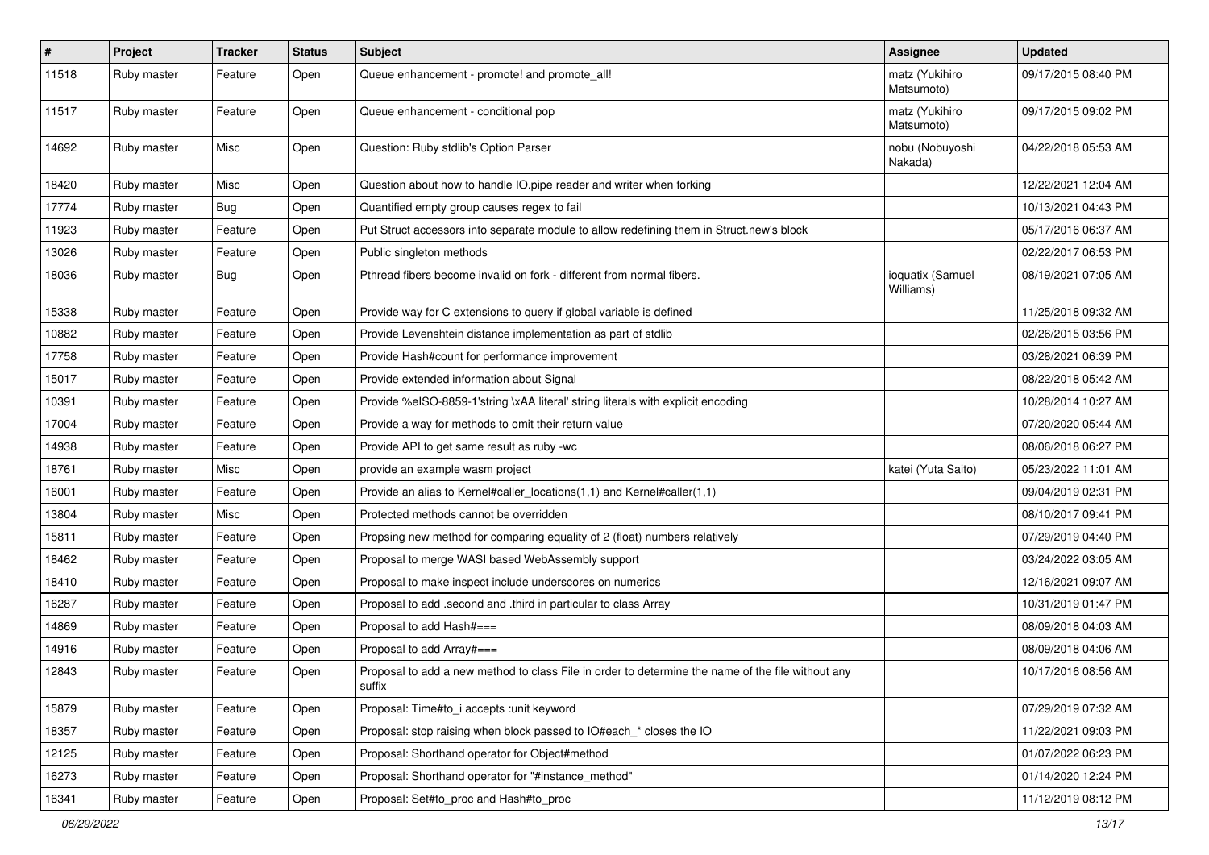| # | Project | Tracker | Status | Subject | Assignee | Updated |
| --- | --- | --- | --- | --- | --- | --- |
| 11518 | Ruby master | Feature | Open | Queue enhancement - promote! and promote_all! | matz (Yukihiro Matsumoto) | 09/17/2015 08:40 PM |
| 11517 | Ruby master | Feature | Open | Queue enhancement - conditional pop | matz (Yukihiro Matsumoto) | 09/17/2015 09:02 PM |
| 14692 | Ruby master | Misc | Open | Question: Ruby stdlib's Option Parser | nobu (Nobuyoshi Nakada) | 04/22/2018 05:53 AM |
| 18420 | Ruby master | Misc | Open | Question about how to handle IO.pipe reader and writer when forking | | 12/22/2021 12:04 AM |
| 17774 | Ruby master | Bug | Open | Quantified empty group causes regex to fail | | 10/13/2021 04:43 PM |
| 11923 | Ruby master | Feature | Open | Put Struct accessors into separate module to allow redefining them in Struct.new's block | | 05/17/2016 06:37 AM |
| 13026 | Ruby master | Feature | Open | Public singleton methods | | 02/22/2017 06:53 PM |
| 18036 | Ruby master | Bug | Open | Pthread fibers become invalid on fork - different from normal fibers. | ioquatix (Samuel Williams) | 08/19/2021 07:05 AM |
| 15338 | Ruby master | Feature | Open | Provide way for C extensions to query if global variable is defined | | 11/25/2018 09:32 AM |
| 10882 | Ruby master | Feature | Open | Provide Levenshtein distance implementation as part of stdlib | | 02/26/2015 03:56 PM |
| 17758 | Ruby master | Feature | Open | Provide Hash#count for performance improvement | | 03/28/2021 06:39 PM |
| 15017 | Ruby master | Feature | Open | Provide extended information about Signal | | 08/22/2018 05:42 AM |
| 10391 | Ruby master | Feature | Open | Provide %eISO-8859-1'string \xAA literal' string literals with explicit encoding | | 10/28/2014 10:27 AM |
| 17004 | Ruby master | Feature | Open | Provide a way for methods to omit their return value | | 07/20/2020 05:44 AM |
| 14938 | Ruby master | Feature | Open | Provide API to get same result as ruby -wc | | 08/06/2018 06:27 PM |
| 18761 | Ruby master | Misc | Open | provide an example wasm project | katei (Yuta Saito) | 05/23/2022 11:01 AM |
| 16001 | Ruby master | Feature | Open | Provide an alias to Kernel#caller_locations(1,1) and Kernel#caller(1,1) | | 09/04/2019 02:31 PM |
| 13804 | Ruby master | Misc | Open | Protected methods cannot be overridden | | 08/10/2017 09:41 PM |
| 15811 | Ruby master | Feature | Open | Propsing new method for comparing equality of 2 (float) numbers relatively | | 07/29/2019 04:40 PM |
| 18462 | Ruby master | Feature | Open | Proposal to merge WASI based WebAssembly support | | 03/24/2022 03:05 AM |
| 18410 | Ruby master | Feature | Open | Proposal to make inspect include underscores on numerics | | 12/16/2021 09:07 AM |
| 16287 | Ruby master | Feature | Open | Proposal to add .second and .third in particular to class Array | | 10/31/2019 01:47 PM |
| 14869 | Ruby master | Feature | Open | Proposal to add Hash#=== | | 08/09/2018 04:03 AM |
| 14916 | Ruby master | Feature | Open | Proposal to add Array#=== | | 08/09/2018 04:06 AM |
| 12843 | Ruby master | Feature | Open | Proposal to add a new method to class File in order to determine the name of the file without any suffix | | 10/17/2016 08:56 AM |
| 15879 | Ruby master | Feature | Open | Proposal: Time#to_i accepts :unit keyword | | 07/29/2019 07:32 AM |
| 18357 | Ruby master | Feature | Open | Proposal: stop raising when block passed to IO#each_* closes the IO | | 11/22/2021 09:03 PM |
| 12125 | Ruby master | Feature | Open | Proposal: Shorthand operator for Object#method | | 01/07/2022 06:23 PM |
| 16273 | Ruby master | Feature | Open | Proposal: Shorthand operator for "#instance_method" | | 01/14/2020 12:24 PM |
| 16341 | Ruby master | Feature | Open | Proposal: Set#to_proc and Hash#to_proc | | 11/12/2019 08:12 PM |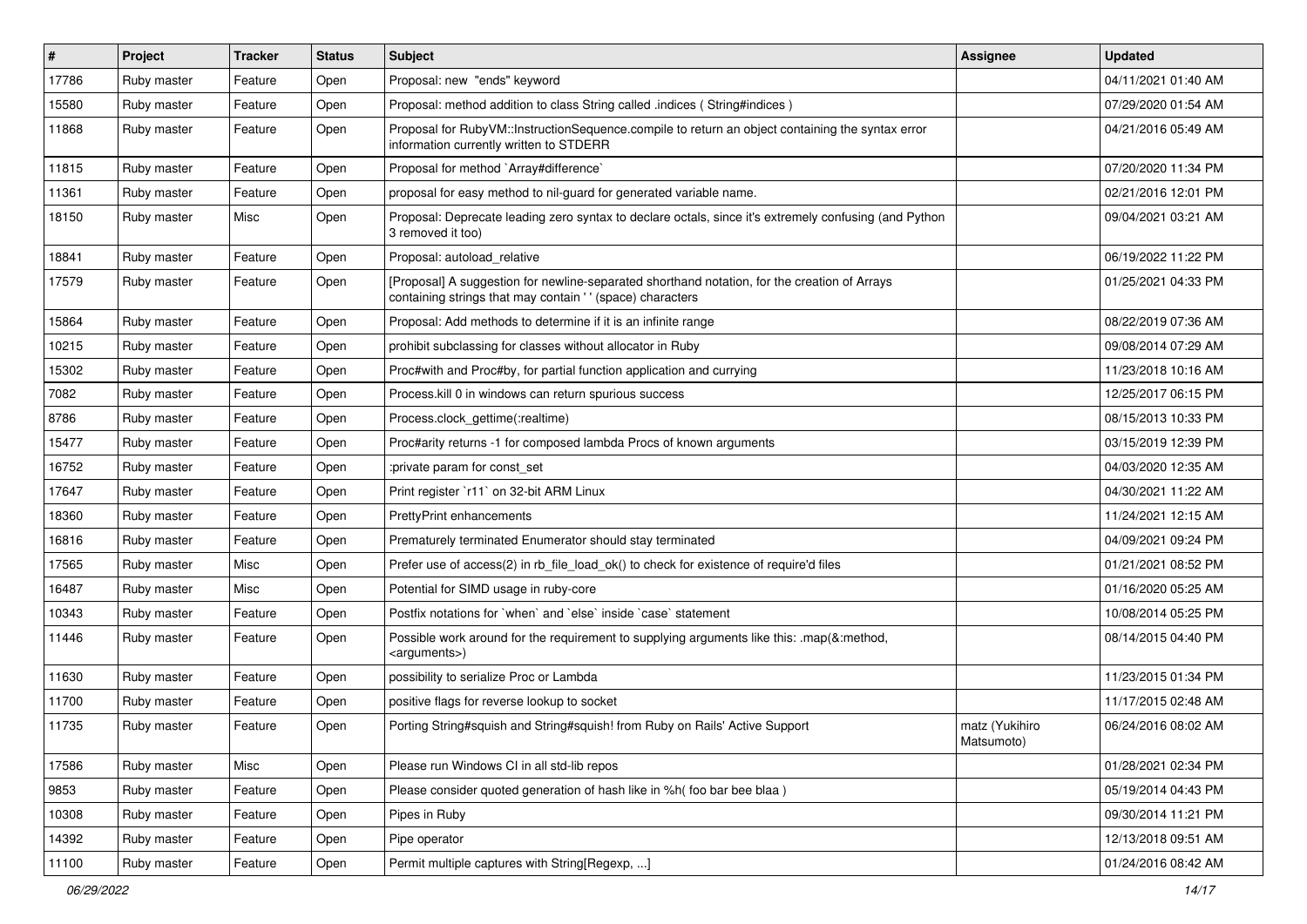| # | Project | Tracker | Status | Subject | Assignee | Updated |
|---|---|---|---|---|---|---|
| 17786 | Ruby master | Feature | Open | Proposal: new "ends" keyword | | 04/11/2021 01:40 AM |
| 15580 | Ruby master | Feature | Open | Proposal: method addition to class String called .indices ( String#indices ) | | 07/29/2020 01:54 AM |
| 11868 | Ruby master | Feature | Open | Proposal for RubyVM::InstructionSequence.compile to return an object containing the syntax error information currently written to STDERR | | 04/21/2016 05:49 AM |
| 11815 | Ruby master | Feature | Open | Proposal for method `Array#difference` | | 07/20/2020 11:34 PM |
| 11361 | Ruby master | Feature | Open | proposal for easy method to nil-guard for generated variable name. | | 02/21/2016 12:01 PM |
| 18150 | Ruby master | Misc | Open | Proposal: Deprecate leading zero syntax to declare octals, since it's extremely confusing (and Python 3 removed it too) | | 09/04/2021 03:21 AM |
| 18841 | Ruby master | Feature | Open | Proposal: autoload_relative | | 06/19/2022 11:22 PM |
| 17579 | Ruby master | Feature | Open | [Proposal] A suggestion for newline-separated shorthand notation, for the creation of Arrays containing strings that may contain ' ' (space) characters | | 01/25/2021 04:33 PM |
| 15864 | Ruby master | Feature | Open | Proposal: Add methods to determine if it is an infinite range | | 08/22/2019 07:36 AM |
| 10215 | Ruby master | Feature | Open | prohibit subclassing for classes without allocator in Ruby | | 09/08/2014 07:29 AM |
| 15302 | Ruby master | Feature | Open | Proc#with and Proc#by, for partial function application and currying | | 11/23/2018 10:16 AM |
| 7082 | Ruby master | Feature | Open | Process.kill 0 in windows can return spurious success | | 12/25/2017 06:15 PM |
| 8786 | Ruby master | Feature | Open | Process.clock_gettime(:realtime) | | 08/15/2013 10:33 PM |
| 15477 | Ruby master | Feature | Open | Proc#arity returns -1 for composed lambda Procs of known arguments | | 03/15/2019 12:39 PM |
| 16752 | Ruby master | Feature | Open | :private param for const_set | | 04/03/2020 12:35 AM |
| 17647 | Ruby master | Feature | Open | Print register `r11` on 32-bit ARM Linux | | 04/30/2021 11:22 AM |
| 18360 | Ruby master | Feature | Open | PrettyPrint enhancements | | 11/24/2021 12:15 AM |
| 16816 | Ruby master | Feature | Open | Prematurely terminated Enumerator should stay terminated | | 04/09/2021 09:24 PM |
| 17565 | Ruby master | Misc | Open | Prefer use of access(2) in rb_file_load_ok() to check for existence of require'd files | | 01/21/2021 08:52 PM |
| 16487 | Ruby master | Misc | Open | Potential for SIMD usage in ruby-core | | 01/16/2020 05:25 AM |
| 10343 | Ruby master | Feature | Open | Postfix notations for `when` and `else` inside `case` statement | | 10/08/2014 05:25 PM |
| 11446 | Ruby master | Feature | Open | Possible work around for the requirement to supplying arguments like this: .map(&:method, <arguments>) | | 08/14/2015 04:40 PM |
| 11630 | Ruby master | Feature | Open | possibility to serialize Proc or Lambda | | 11/23/2015 01:34 PM |
| 11700 | Ruby master | Feature | Open | positive flags for reverse lookup to socket | | 11/17/2015 02:48 AM |
| 11735 | Ruby master | Feature | Open | Porting String#squish and String#squish! from Ruby on Rails' Active Support | matz (Yukihiro Matsumoto) | 06/24/2016 08:02 AM |
| 17586 | Ruby master | Misc | Open | Please run Windows CI in all std-lib repos | | 01/28/2021 02:34 PM |
| 9853 | Ruby master | Feature | Open | Please consider quoted generation of hash like in %h( foo bar bee blaa ) | | 05/19/2014 04:43 PM |
| 10308 | Ruby master | Feature | Open | Pipes in Ruby | | 09/30/2014 11:21 PM |
| 14392 | Ruby master | Feature | Open | Pipe operator | | 12/13/2018 09:51 AM |
| 11100 | Ruby master | Feature | Open | Permit multiple captures with String[Regexp, ...] | | 01/24/2016 08:42 AM |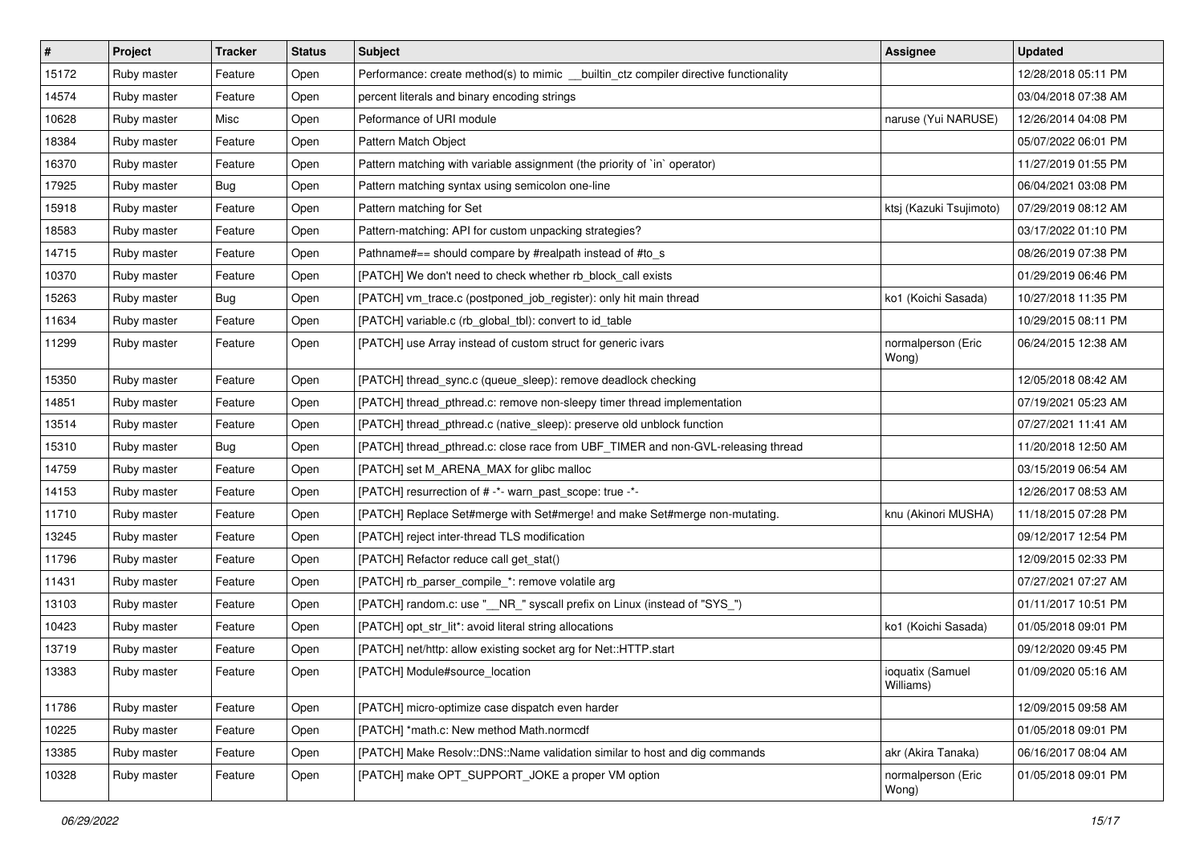| # | Project | Tracker | Status | Subject | Assignee | Updated |
|---|---|---|---|---|---|---|
| 15172 | Ruby master | Feature | Open | Performance: create method(s) to mimic __builtin_ctz compiler directive functionality | | 12/28/2018 05:11 PM |
| 14574 | Ruby master | Feature | Open | percent literals and binary encoding strings | | 03/04/2018 07:38 AM |
| 10628 | Ruby master | Misc | Open | Peformance of URI module | naruse (Yui NARUSE) | 12/26/2014 04:08 PM |
| 18384 | Ruby master | Feature | Open | Pattern Match Object | | 05/07/2022 06:01 PM |
| 16370 | Ruby master | Feature | Open | Pattern matching with variable assignment (the priority of `in` operator) | | 11/27/2019 01:55 PM |
| 17925 | Ruby master | Bug | Open | Pattern matching syntax using semicolon one-line | | 06/04/2021 03:08 PM |
| 15918 | Ruby master | Feature | Open | Pattern matching for Set | ktsj (Kazuki Tsujimoto) | 07/29/2019 08:12 AM |
| 18583 | Ruby master | Feature | Open | Pattern-matching: API for custom unpacking strategies? | | 03/17/2022 01:10 PM |
| 14715 | Ruby master | Feature | Open | Pathname#== should compare by #realpath instead of #to_s | | 08/26/2019 07:38 PM |
| 10370 | Ruby master | Feature | Open | [PATCH] We don't need to check whether rb_block_call exists | | 01/29/2019 06:46 PM |
| 15263 | Ruby master | Bug | Open | [PATCH] vm_trace.c (postponed_job_register): only hit main thread | ko1 (Koichi Sasada) | 10/27/2018 11:35 PM |
| 11634 | Ruby master | Feature | Open | [PATCH] variable.c (rb_global_tbl): convert to id_table | | 10/29/2015 08:11 PM |
| 11299 | Ruby master | Feature | Open | [PATCH] use Array instead of custom struct for generic ivars | normalperson (Eric Wong) | 06/24/2015 12:38 AM |
| 15350 | Ruby master | Feature | Open | [PATCH] thread_sync.c (queue_sleep): remove deadlock checking | | 12/05/2018 08:42 AM |
| 14851 | Ruby master | Feature | Open | [PATCH] thread_pthread.c: remove non-sleepy timer thread implementation | | 07/19/2021 05:23 AM |
| 13514 | Ruby master | Feature | Open | [PATCH] thread_pthread.c (native_sleep): preserve old unblock function | | 07/27/2021 11:41 AM |
| 15310 | Ruby master | Bug | Open | [PATCH] thread_pthread.c: close race from UBF_TIMER and non-GVL-releasing thread | | 11/20/2018 12:50 AM |
| 14759 | Ruby master | Feature | Open | [PATCH] set M_ARENA_MAX for glibc malloc | | 03/15/2019 06:54 AM |
| 14153 | Ruby master | Feature | Open | [PATCH] resurrection of # -*- warn_past_scope: true -*- | | 12/26/2017 08:53 AM |
| 11710 | Ruby master | Feature | Open | [PATCH] Replace Set#merge with Set#merge! and make Set#merge non-mutating. | knu (Akinori MUSHA) | 11/18/2015 07:28 PM |
| 13245 | Ruby master | Feature | Open | [PATCH] reject inter-thread TLS modification | | 09/12/2017 12:54 PM |
| 11796 | Ruby master | Feature | Open | [PATCH] Refactor reduce call get_stat() | | 12/09/2015 02:33 PM |
| 11431 | Ruby master | Feature | Open | [PATCH] rb_parser_compile_*: remove volatile arg | | 07/27/2021 07:27 AM |
| 13103 | Ruby master | Feature | Open | [PATCH] random.c: use "__NR_" syscall prefix on Linux (instead of "SYS_") | | 01/11/2017 10:51 PM |
| 10423 | Ruby master | Feature | Open | [PATCH] opt_str_lit*: avoid literal string allocations | ko1 (Koichi Sasada) | 01/05/2018 09:01 PM |
| 13719 | Ruby master | Feature | Open | [PATCH] net/http: allow existing socket arg for Net::HTTP.start | | 09/12/2020 09:45 PM |
| 13383 | Ruby master | Feature | Open | [PATCH] Module#source_location | ioquatix (Samuel Williams) | 01/09/2020 05:16 AM |
| 11786 | Ruby master | Feature | Open | [PATCH] micro-optimize case dispatch even harder | | 12/09/2015 09:58 AM |
| 10225 | Ruby master | Feature | Open | [PATCH] *math.c: New method Math.normcdf | | 01/05/2018 09:01 PM |
| 13385 | Ruby master | Feature | Open | [PATCH] Make Resolv::DNS::Name validation similar to host and dig commands | akr (Akira Tanaka) | 06/16/2017 08:04 AM |
| 10328 | Ruby master | Feature | Open | [PATCH] make OPT_SUPPORT_JOKE a proper VM option | normalperson (Eric Wong) | 01/05/2018 09:01 PM |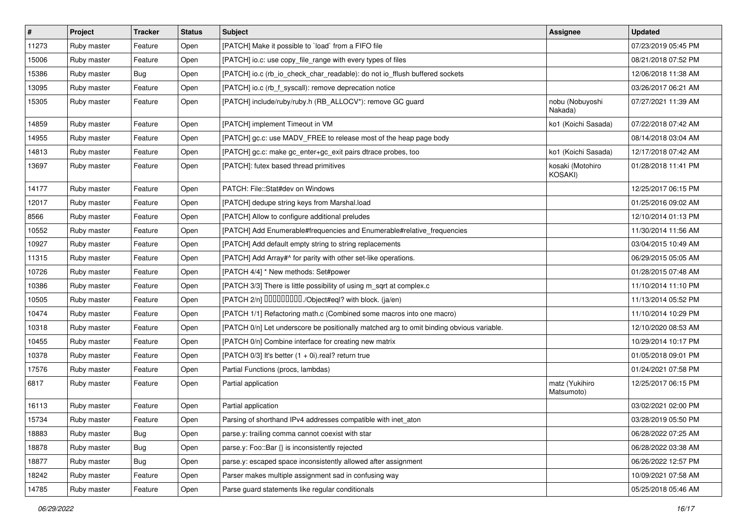| # | Project | Tracker | Status | Subject | Assignee | Updated |
|---|---|---|---|---|---|---|
| 11273 | Ruby master | Feature | Open | [PATCH] Make it possible to `load` from a FIFO file | | 07/23/2019 05:45 PM |
| 15006 | Ruby master | Feature | Open | [PATCH] io.c: use copy_file_range with every types of files | | 08/21/2018 07:52 PM |
| 15386 | Ruby master | Bug | Open | [PATCH] io.c (rb_io_check_char_readable): do not io_fflush buffered sockets | | 12/06/2018 11:38 AM |
| 13095 | Ruby master | Feature | Open | [PATCH] io.c (rb_f_syscall): remove deprecation notice | | 03/26/2017 06:21 AM |
| 15305 | Ruby master | Feature | Open | [PATCH] include/ruby/ruby.h (RB_ALLOCV*): remove GC guard | nobu (Nobuyoshi Nakada) | 07/27/2021 11:39 AM |
| 14859 | Ruby master | Feature | Open | [PATCH] implement Timeout in VM | ko1 (Koichi Sasada) | 07/22/2018 07:42 AM |
| 14955 | Ruby master | Feature | Open | [PATCH] gc.c: use MADV_FREE to release most of the heap page body | | 08/14/2018 03:04 AM |
| 14813 | Ruby master | Feature | Open | [PATCH] gc.c: make gc_enter+gc_exit pairs dtrace probes, too | ko1 (Koichi Sasada) | 12/17/2018 07:42 AM |
| 13697 | Ruby master | Feature | Open | [PATCH]: futex based thread primitives | kosaki (Motohiro KOSAKI) | 01/28/2018 11:41 PM |
| 14177 | Ruby master | Feature | Open | PATCH: File::Stat#dev on Windows | | 12/25/2017 06:15 PM |
| 12017 | Ruby master | Feature | Open | [PATCH] dedupe string keys from Marshal.load | | 01/25/2016 09:02 AM |
| 8566 | Ruby master | Feature | Open | [PATCH] Allow to configure additional preludes | | 12/10/2014 01:13 PM |
| 10552 | Ruby master | Feature | Open | [PATCH] Add Enumerable#frequencies and Enumerable#relative_frequencies | | 11/30/2014 11:56 AM |
| 10927 | Ruby master | Feature | Open | [PATCH] Add default empty string to string replacements | | 03/04/2015 10:49 AM |
| 11315 | Ruby master | Feature | Open | [PATCH] Add Array#^ for parity with other set-like operations. | | 06/29/2015 05:05 AM |
| 10726 | Ruby master | Feature | Open | [PATCH 4/4] * New methods: Set#power | | 01/28/2015 07:48 AM |
| 10386 | Ruby master | Feature | Open | [PATCH 3/3] There is little possibility of using m_sqrt at complex.c | | 11/10/2014 11:10 PM |
| 10505 | Ruby master | Feature | Open | [PATCH 2/n] □□□□□□□□□./Object#eql? with block. (ja/en) | | 11/13/2014 05:52 PM |
| 10474 | Ruby master | Feature | Open | [PATCH 1/1] Refactoring math.c (Combined some macros into one macro) | | 11/10/2014 10:29 PM |
| 10318 | Ruby master | Feature | Open | [PATCH 0/n] Let underscore be positionally matched arg to omit binding obvious variable. | | 12/10/2020 08:53 AM |
| 10455 | Ruby master | Feature | Open | [PATCH 0/n] Combine interface for creating new matrix | | 10/29/2014 10:17 PM |
| 10378 | Ruby master | Feature | Open | [PATCH 0/3] It's better (1 + 0i).real? return true | | 01/05/2018 09:01 PM |
| 17576 | Ruby master | Feature | Open | Partial Functions (procs, lambdas) | | 01/24/2021 07:58 PM |
| 6817 | Ruby master | Feature | Open | Partial application | matz (Yukihiro Matsumoto) | 12/25/2017 06:15 PM |
| 16113 | Ruby master | Feature | Open | Partial application | | 03/02/2021 02:00 PM |
| 15734 | Ruby master | Feature | Open | Parsing of shorthand IPv4 addresses compatible with inet_aton | | 03/28/2019 05:50 PM |
| 18883 | Ruby master | Bug | Open | parse.y: trailing comma cannot coexist with star | | 06/28/2022 07:25 AM |
| 18878 | Ruby master | Bug | Open | parse.y: Foo::Bar {} is inconsistently rejected | | 06/28/2022 03:38 AM |
| 18877 | Ruby master | Bug | Open | parse.y: escaped space inconsistently allowed after assignment | | 06/26/2022 12:57 PM |
| 18242 | Ruby master | Feature | Open | Parser makes multiple assignment sad in confusing way | | 10/09/2021 07:58 AM |
| 14785 | Ruby master | Feature | Open | Parse guard statements like regular conditionals | | 05/25/2018 05:46 AM |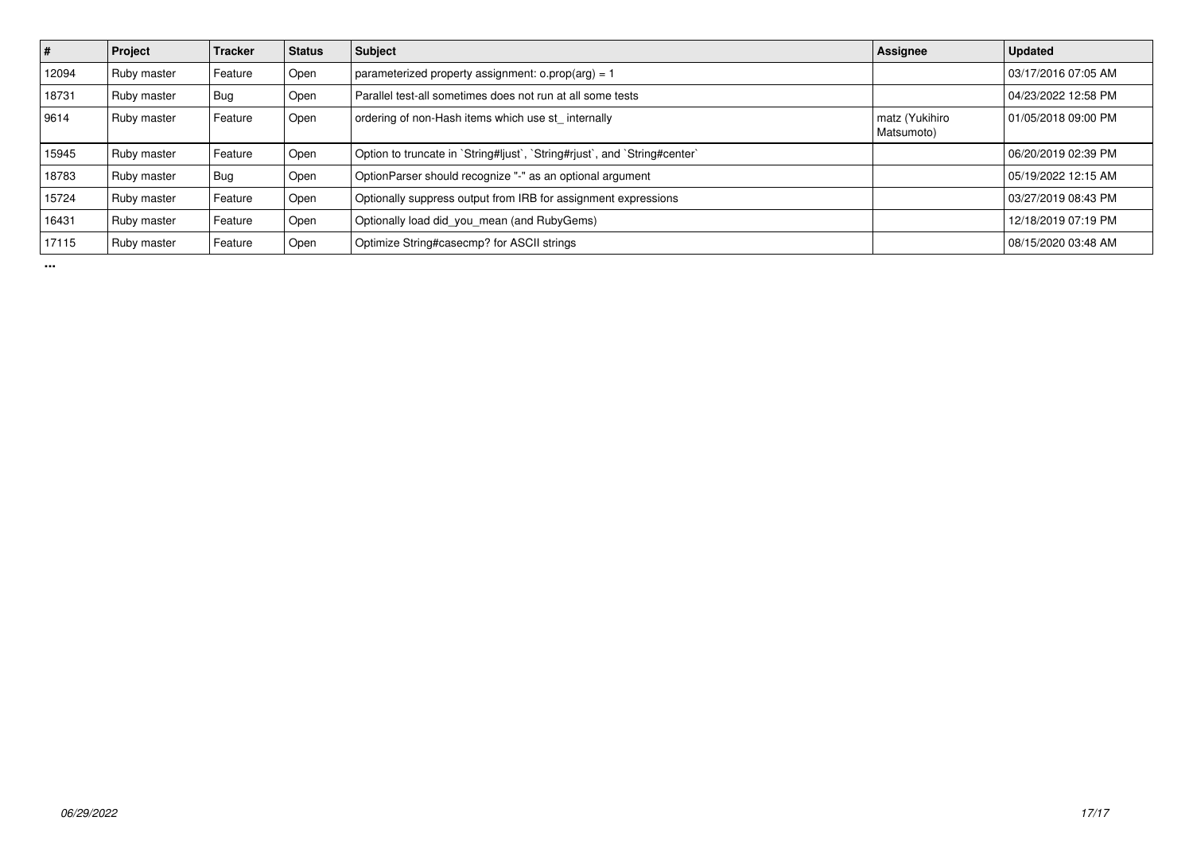| # | Project | Tracker | Status | Subject | Assignee | Updated |
| --- | --- | --- | --- | --- | --- | --- |
| 12094 | Ruby master | Feature | Open | parameterized property assignment: o.prop(arg) = 1 | | 03/17/2016 07:05 AM |
| 18731 | Ruby master | Bug | Open | Parallel test-all sometimes does not run at all some tests | | 04/23/2022 12:58 PM |
| 9614 | Ruby master | Feature | Open | ordering of non-Hash items which use st_ internally | matz (Yukihiro Matsumoto) | 01/05/2018 09:00 PM |
| 15945 | Ruby master | Feature | Open | Option to truncate in `String#ljust`, `String#rjust`, and `String#center` | | 06/20/2019 02:39 PM |
| 18783 | Ruby master | Bug | Open | OptionParser should recognize "-" as an optional argument | | 05/19/2022 12:15 AM |
| 15724 | Ruby master | Feature | Open | Optionally suppress output from IRB for assignment expressions | | 03/27/2019 08:43 PM |
| 16431 | Ruby master | Feature | Open | Optionally load did_you_mean (and RubyGems) | | 12/18/2019 07:19 PM |
| 17115 | Ruby master | Feature | Open | Optimize String#casecmp? for ASCII strings | | 08/15/2020 03:48 AM |

...